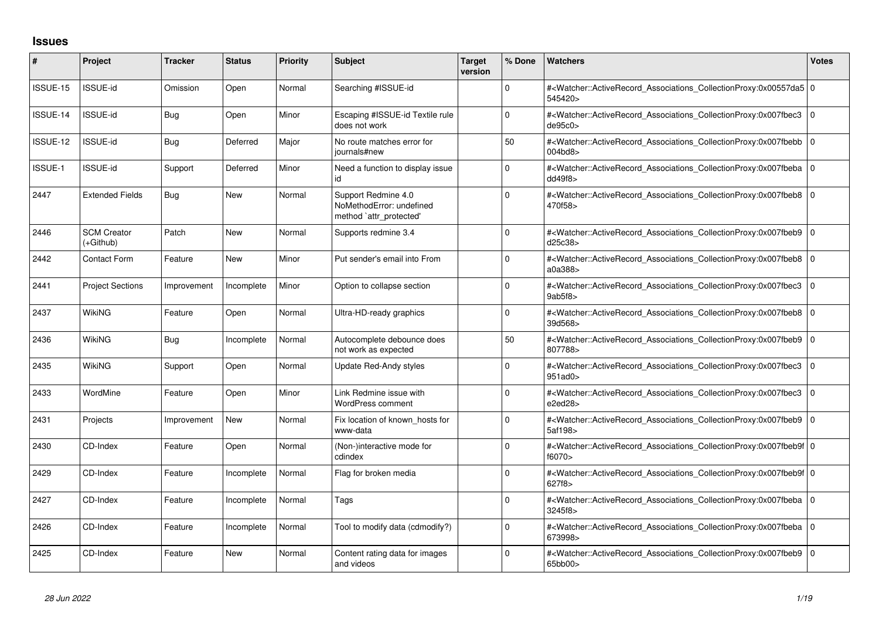## Issues

| # | Project | Tracker | Status | Priority | Subject | Target version | % Done | Watchers | Votes |
|---|---|---|---|---|---|---|---|---|---|
| ISSUE-15 | ISSUE-id | Omission | Open | Normal | Searching #ISSUE-id | | 0 | #<Watcher::ActiveRecord_Associations_CollectionProxy:0x00557da5545420> | 0 |
| ISSUE-14 | ISSUE-id | Bug | Open | Minor | Escaping #ISSUE-id Textile rule does not work | | 0 | #<Watcher::ActiveRecord_Associations_CollectionProxy:0x007fbec3de95c0> | 0 |
| ISSUE-12 | ISSUE-id | Bug | Deferred | Major | No route matches error for journals#new | | 50 | #<Watcher::ActiveRecord_Associations_CollectionProxy:0x007fbebb004bd8> | 0 |
| ISSUE-1 | ISSUE-id | Support | Deferred | Minor | Need a function to display issue id | | 0 | #<Watcher::ActiveRecord_Associations_CollectionProxy:0x007fbebadd49f8> | 0 |
| 2447 | Extended Fields | Bug | New | Normal | Support Redmine 4.0 NoMethodError: undefined method `attr_protected' | | 0 | #<Watcher::ActiveRecord_Associations_CollectionProxy:0x007fbeb8470f58> | 0 |
| 2446 | SCM Creator (+Github) | Patch | New | Normal | Supports redmine 3.4 | | 0 | #<Watcher::ActiveRecord_Associations_CollectionProxy:0x007fbeb9d25c38> | 0 |
| 2442 | Contact Form | Feature | New | Minor | Put sender's email into From | | 0 | #<Watcher::ActiveRecord_Associations_CollectionProxy:0x007fbeb8a0a388> | 0 |
| 2441 | Project Sections | Improvement | Incomplete | Minor | Option to collapse section | | 0 | #<Watcher::ActiveRecord_Associations_CollectionProxy:0x007fbec39ab5f8> | 0 |
| 2437 | WikiNG | Feature | Open | Normal | Ultra-HD-ready graphics | | 0 | #<Watcher::ActiveRecord_Associations_CollectionProxy:0x007fbeb839d568> | 0 |
| 2436 | WikiNG | Bug | Incomplete | Normal | Autocomplete debounce does not work as expected | | 50 | #<Watcher::ActiveRecord_Associations_CollectionProxy:0x007fbeb9807788> | 0 |
| 2435 | WikiNG | Support | Open | Normal | Update Red-Andy styles | | 0 | #<Watcher::ActiveRecord_Associations_CollectionProxy:0x007fbec3951ad0> | 0 |
| 2433 | WordMine | Feature | Open | Minor | Link Redmine issue with WordPress comment | | 0 | #<Watcher::ActiveRecord_Associations_CollectionProxy:0x007fbec3e2ed28> | 0 |
| 2431 | Projects | Improvement | New | Normal | Fix location of known_hosts for www-data | | 0 | #<Watcher::ActiveRecord_Associations_CollectionProxy:0x007fbeb95af198> | 0 |
| 2430 | CD-Index | Feature | Open | Normal | (Non-)interactive mode for cdindex | | 0 | #<Watcher::ActiveRecord_Associations_CollectionProxy:0x007fbeb9ff6070> | 0 |
| 2429 | CD-Index | Feature | Incomplete | Normal | Flag for broken media | | 0 | #<Watcher::ActiveRecord_Associations_CollectionProxy:0x007fbeb9f627f8> | 0 |
| 2427 | CD-Index | Feature | Incomplete | Normal | Tags | | 0 | #<Watcher::ActiveRecord_Associations_CollectionProxy:0x007fbeba3245f8> | 0 |
| 2426 | CD-Index | Feature | Incomplete | Normal | Tool to modify data (cdmodify?) | | 0 | #<Watcher::ActiveRecord_Associations_CollectionProxy:0x007fbeba673998> | 0 |
| 2425 | CD-Index | Feature | New | Normal | Content rating data for images and videos | | 0 | #<Watcher::ActiveRecord_Associations_CollectionProxy:0x007fbeb965bb00> | 0 |

*28 Jun 2022*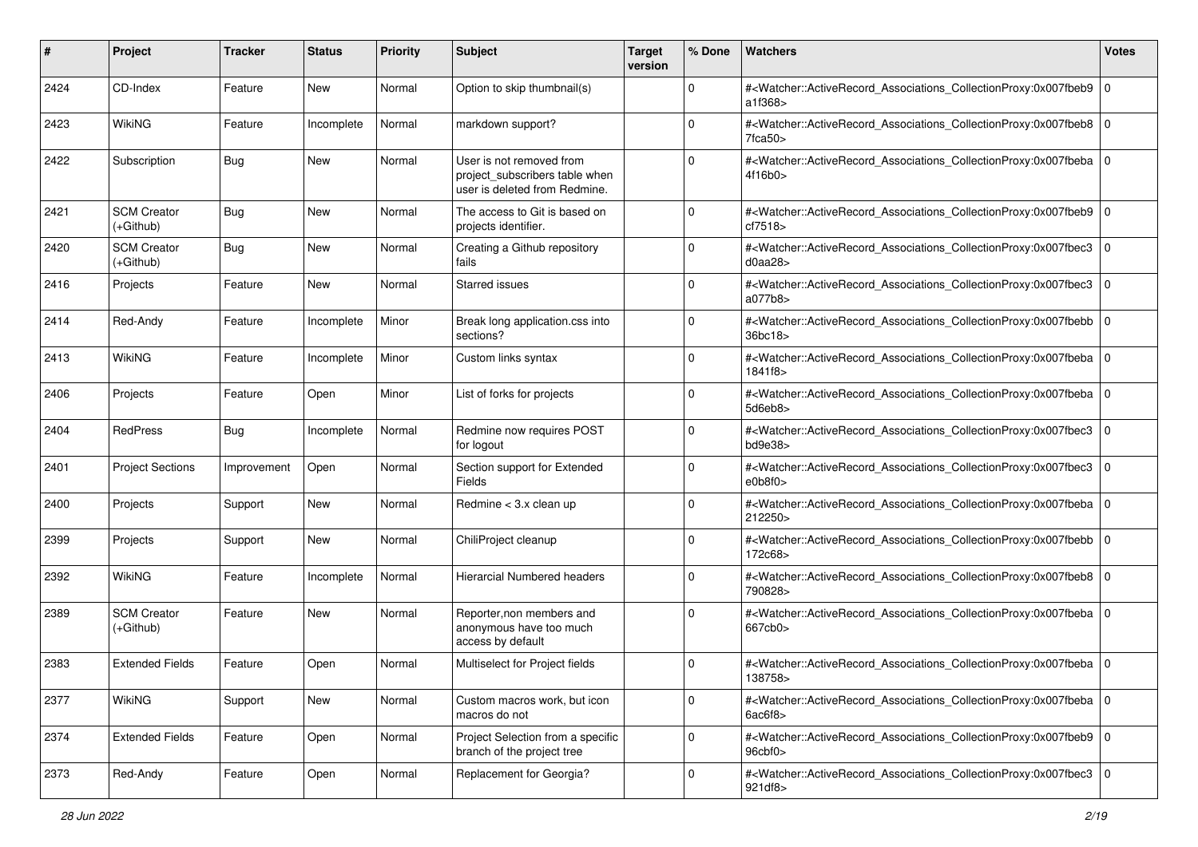| # | Project | Tracker | Status | Priority | Subject | Target version | % Done | Watchers | Votes |
|---|---|---|---|---|---|---|---|---|---|
| 2424 | CD-Index | Feature | New | Normal | Option to skip thumbnail(s) | | 0 | #<Watcher::ActiveRecord_Associations_CollectionProxy:0x007fbeb9a1f368> | 0 |
| 2423 | WikiNG | Feature | Incomplete | Normal | markdown support? | | 0 | #<Watcher::ActiveRecord_Associations_CollectionProxy:0x007fbeb87fca50> | 0 |
| 2422 | Subscription | Bug | New | Normal | User is not removed from project_subscribers table when user is deleted from Redmine. | | 0 | #<Watcher::ActiveRecord_Associations_CollectionProxy:0x007fbeba4f16b0> | 0 |
| 2421 | SCM Creator (+Github) | Bug | New | Normal | The access to Git is based on projects identifier. | | 0 | #<Watcher::ActiveRecord_Associations_CollectionProxy:0x007fbeb9cf7518> | 0 |
| 2420 | SCM Creator (+Github) | Bug | New | Normal | Creating a Github repository fails | | 0 | #<Watcher::ActiveRecord_Associations_CollectionProxy:0x007fbec3d0aa28> | 0 |
| 2416 | Projects | Feature | New | Normal | Starred issues | | 0 | #<Watcher::ActiveRecord_Associations_CollectionProxy:0x007fbec3a077b8> | 0 |
| 2414 | Red-Andy | Feature | Incomplete | Minor | Break long application.css into sections? | | 0 | #<Watcher::ActiveRecord_Associations_CollectionProxy:0x007fbebb36bc18> | 0 |
| 2413 | WikiNG | Feature | Incomplete | Minor | Custom links syntax | | 0 | #<Watcher::ActiveRecord_Associations_CollectionProxy:0x007fbeba1841f8> | 0 |
| 2406 | Projects | Feature | Open | Minor | List of forks for projects | | 0 | #<Watcher::ActiveRecord_Associations_CollectionProxy:0x007fbeba5d6eb8> | 0 |
| 2404 | RedPress | Bug | Incomplete | Normal | Redmine now requires POST for logout | | 0 | #<Watcher::ActiveRecord_Associations_CollectionProxy:0x007fbec3bd9e38> | 0 |
| 2401 | Project Sections | Improvement | Open | Normal | Section support for Extended Fields | | 0 | #<Watcher::ActiveRecord_Associations_CollectionProxy:0x007fbec3e0b8f0> | 0 |
| 2400 | Projects | Support | New | Normal | Redmine < 3.x clean up | | 0 | #<Watcher::ActiveRecord_Associations_CollectionProxy:0x007fbeba212250> | 0 |
| 2399 | Projects | Support | New | Normal | ChiliProject cleanup | | 0 | #<Watcher::ActiveRecord_Associations_CollectionProxy:0x007fbebb172c68> | 0 |
| 2392 | WikiNG | Feature | Incomplete | Normal | Hierarcial Numbered headers | | 0 | #<Watcher::ActiveRecord_Associations_CollectionProxy:0x007fbeb8790828> | 0 |
| 2389 | SCM Creator (+Github) | Feature | New | Normal | Reporter,non members and anonymous have too much access by default | | 0 | #<Watcher::ActiveRecord_Associations_CollectionProxy:0x007fbeba667cb0> | 0 |
| 2383 | Extended Fields | Feature | Open | Normal | Multiselect for Project fields | | 0 | #<Watcher::ActiveRecord_Associations_CollectionProxy:0x007fbeba138758> | 0 |
| 2377 | WikiNG | Support | New | Normal | Custom macros work, but icon macros do not | | 0 | #<Watcher::ActiveRecord_Associations_CollectionProxy:0x007fbeba6ac6f8> | 0 |
| 2374 | Extended Fields | Feature | Open | Normal | Project Selection from a specific branch of the project tree | | 0 | #<Watcher::ActiveRecord_Associations_CollectionProxy:0x007fbeb996cbf0> | 0 |
| 2373 | Red-Andy | Feature | Open | Normal | Replacement for Georgia? | | 0 | #<Watcher::ActiveRecord_Associations_CollectionProxy:0x007fbec3921df8> | 0 |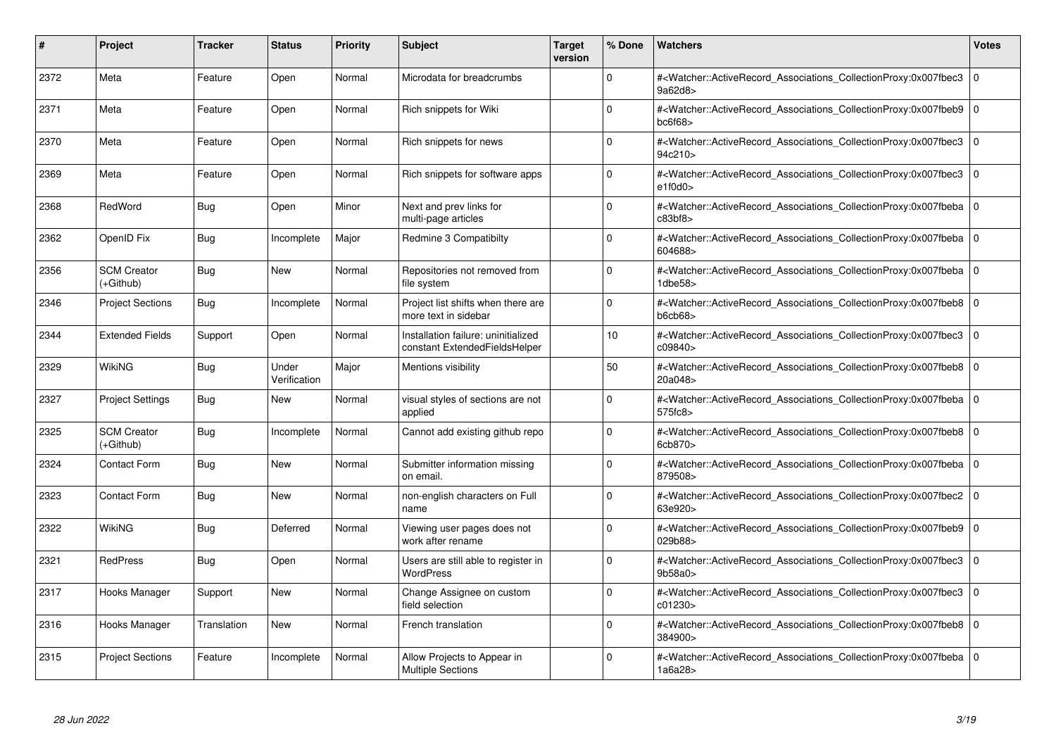| # | Project | Tracker | Status | Priority | Subject | Target version | % Done | Watchers | Votes |
|---|---|---|---|---|---|---|---|---|---|
| 2372 | Meta | Feature | Open | Normal | Microdata for breadcrumbs | | 0 | #<Watcher::ActiveRecord_Associations_CollectionProxy:0x007fbec39a62d8> | 0 |
| 2371 | Meta | Feature | Open | Normal | Rich snippets for Wiki | | 0 | #<Watcher::ActiveRecord_Associations_CollectionProxy:0x007fbeb9bc6f68> | 0 |
| 2370 | Meta | Feature | Open | Normal | Rich snippets for news | | 0 | #<Watcher::ActiveRecord_Associations_CollectionProxy:0x007fbec394c210> | 0 |
| 2369 | Meta | Feature | Open | Normal | Rich snippets for software apps | | 0 | #<Watcher::ActiveRecord_Associations_CollectionProxy:0x007fbec3e1f0d0> | 0 |
| 2368 | RedWord | Bug | Open | Minor | Next and prev links for multi-page articles | | 0 | #<Watcher::ActiveRecord_Associations_CollectionProxy:0x007fbebac83bf8> | 0 |
| 2362 | OpenID Fix | Bug | Incomplete | Major | Redmine 3 Compatibilty | | 0 | #<Watcher::ActiveRecord_Associations_CollectionProxy:0x007fbeba604688> | 0 |
| 2356 | SCM Creator (+Github) | Bug | New | Normal | Repositories not removed from file system | | 0 | #<Watcher::ActiveRecord_Associations_CollectionProxy:0x007fbeba1dbe58> | 0 |
| 2346 | Project Sections | Bug | Incomplete | Normal | Project list shifts when there are more text in sidebar | | 0 | #<Watcher::ActiveRecord_Associations_CollectionProxy:0x007fbeb8b6cb68> | 0 |
| 2344 | Extended Fields | Support | Open | Normal | Installation failure: uninitialized constant ExtendedFieldsHelper | | 10 | #<Watcher::ActiveRecord_Associations_CollectionProxy:0x007fbec3c09840> | 0 |
| 2329 | WikiNG | Bug | Under Verification | Major | Mentions visibility | | 50 | #<Watcher::ActiveRecord_Associations_CollectionProxy:0x007fbeb820a048> | 0 |
| 2327 | Project Settings | Bug | New | Normal | visual styles of sections are not applied | | 0 | #<Watcher::ActiveRecord_Associations_CollectionProxy:0x007fbeba575fc8> | 0 |
| 2325 | SCM Creator (+Github) | Bug | Incomplete | Normal | Cannot add existing github repo | | 0 | #<Watcher::ActiveRecord_Associations_CollectionProxy:0x007fbeb86cb870> | 0 |
| 2324 | Contact Form | Bug | New | Normal | Submitter information missing on email. | | 0 | #<Watcher::ActiveRecord_Associations_CollectionProxy:0x007fbeba879508> | 0 |
| 2323 | Contact Form | Bug | New | Normal | non-english characters on Full name | | 0 | #<Watcher::ActiveRecord_Associations_CollectionProxy:0x007fbec263e920> | 0 |
| 2322 | WikiNG | Bug | Deferred | Normal | Viewing user pages does not work after rename | | 0 | #<Watcher::ActiveRecord_Associations_CollectionProxy:0x007fbeb9029b88> | 0 |
| 2321 | RedPress | Bug | Open | Normal | Users are still able to register in WordPress | | 0 | #<Watcher::ActiveRecord_Associations_CollectionProxy:0x007fbec39b58a0> | 0 |
| 2317 | Hooks Manager | Support | New | Normal | Change Assignee on custom field selection | | 0 | #<Watcher::ActiveRecord_Associations_CollectionProxy:0x007fbec3c01230> | 0 |
| 2316 | Hooks Manager | Translation | New | Normal | French translation | | 0 | #<Watcher::ActiveRecord_Associations_CollectionProxy:0x007fbeb8384900> | 0 |
| 2315 | Project Sections | Feature | Incomplete | Normal | Allow Projects to Appear in Multiple Sections | | 0 | #<Watcher::ActiveRecord_Associations_CollectionProxy:0x007fbeba1a6a28> | 0 |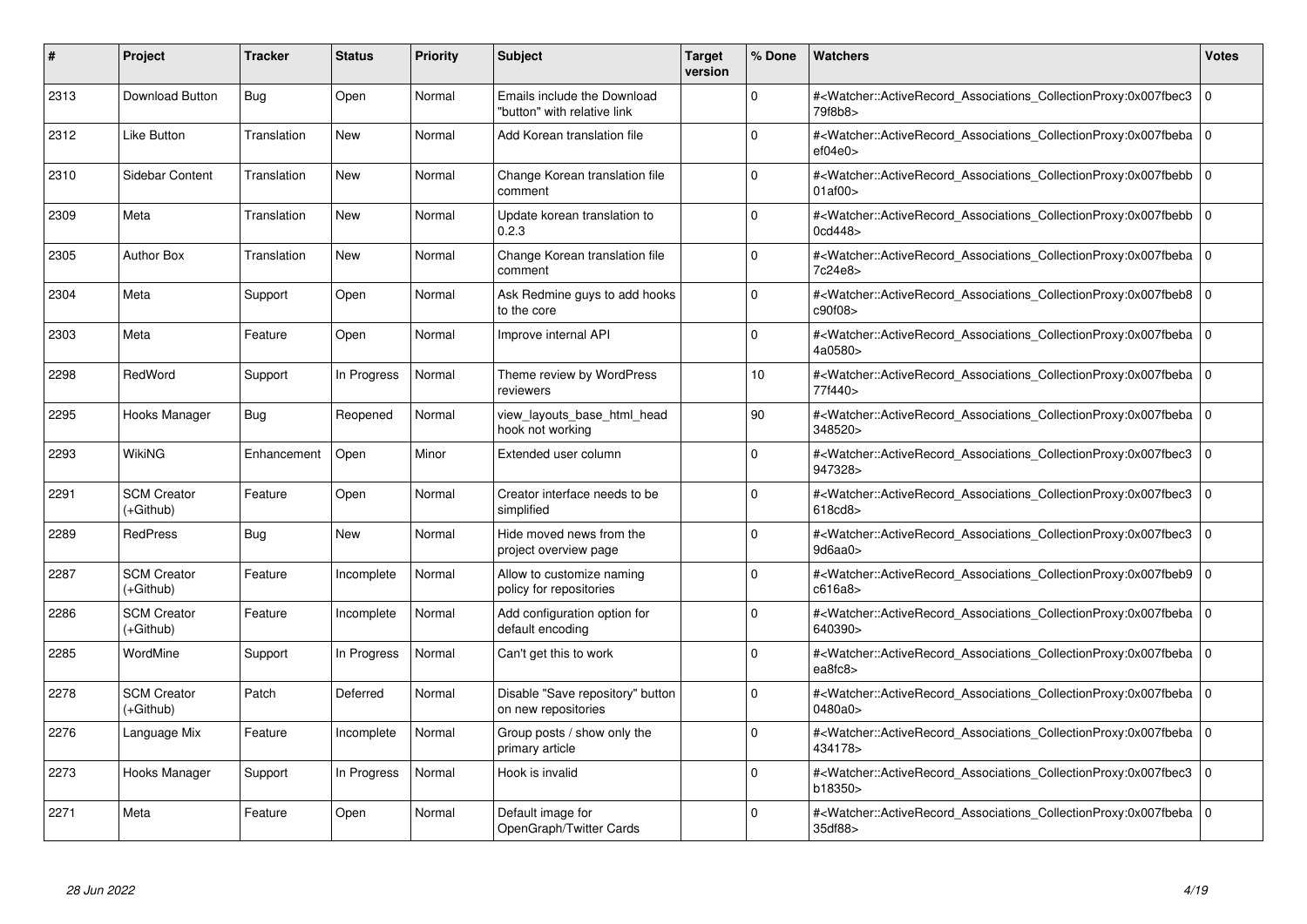| # | Project | Tracker | Status | Priority | Subject | Target version | % Done | Watchers | Votes |
|---|---|---|---|---|---|---|---|---|---|
| 2313 | Download Button | Bug | Open | Normal | Emails include the Download "button" with relative link | | 0 | #<Watcher::ActiveRecord_Associations_CollectionProxy:0x007fbec379f8b8> | 0 |
| 2312 | Like Button | Translation | New | Normal | Add Korean translation file | | 0 | #<Watcher::ActiveRecord_Associations_CollectionProxy:0x007fbebaef04e0> | 0 |
| 2310 | Sidebar Content | Translation | New | Normal | Change Korean translation file comment | | 0 | #<Watcher::ActiveRecord_Associations_CollectionProxy:0x007fbebb01af00> | 0 |
| 2309 | Meta | Translation | New | Normal | Update korean translation to 0.2.3 | | 0 | #<Watcher::ActiveRecord_Associations_CollectionProxy:0x007fbebb0cd448> | 0 |
| 2305 | Author Box | Translation | New | Normal | Change Korean translation file comment | | 0 | #<Watcher::ActiveRecord_Associations_CollectionProxy:0x007fbeba7c24e8> | 0 |
| 2304 | Meta | Support | Open | Normal | Ask Redmine guys to add hooks to the core | | 0 | #<Watcher::ActiveRecord_Associations_CollectionProxy:0x007fbeb8c90f08> | 0 |
| 2303 | Meta | Feature | Open | Normal | Improve internal API | | 0 | #<Watcher::ActiveRecord_Associations_CollectionProxy:0x007fbeba4a0580> | 0 |
| 2298 | RedWord | Support | In Progress | Normal | Theme review by WordPress reviewers | | 10 | #<Watcher::ActiveRecord_Associations_CollectionProxy:0x007fbeba77f440> | 0 |
| 2295 | Hooks Manager | Bug | Reopened | Normal | view_layouts_base_html_head hook not working | | 90 | #<Watcher::ActiveRecord_Associations_CollectionProxy:0x007fbeba348520> | 0 |
| 2293 | WikiNG | Enhancement | Open | Minor | Extended user column | | 0 | #<Watcher::ActiveRecord_Associations_CollectionProxy:0x007fbec3947328> | 0 |
| 2291 | SCM Creator (+Github) | Feature | Open | Normal | Creator interface needs to be simplified | | 0 | #<Watcher::ActiveRecord_Associations_CollectionProxy:0x007fbec3618cd8> | 0 |
| 2289 | RedPress | Bug | New | Normal | Hide moved news from the project overview page | | 0 | #<Watcher::ActiveRecord_Associations_CollectionProxy:0x007fbec39d6aa0> | 0 |
| 2287 | SCM Creator (+Github) | Feature | Incomplete | Normal | Allow to customize naming policy for repositories | | 0 | #<Watcher::ActiveRecord_Associations_CollectionProxy:0x007fbeb9c616a8> | 0 |
| 2286 | SCM Creator (+Github) | Feature | Incomplete | Normal | Add configuration option for default encoding | | 0 | #<Watcher::ActiveRecord_Associations_CollectionProxy:0x007fbeba640390> | 0 |
| 2285 | WordMine | Support | In Progress | Normal | Can't get this to work | | 0 | #<Watcher::ActiveRecord_Associations_CollectionProxy:0x007fbebaea8fc8> | 0 |
| 2278 | SCM Creator (+Github) | Patch | Deferred | Normal | Disable "Save repository" button on new repositories | | 0 | #<Watcher::ActiveRecord_Associations_CollectionProxy:0x007fbeba0480a0> | 0 |
| 2276 | Language Mix | Feature | Incomplete | Normal | Group posts / show only the primary article | | 0 | #<Watcher::ActiveRecord_Associations_CollectionProxy:0x007fbeba434178> | 0 |
| 2273 | Hooks Manager | Support | In Progress | Normal | Hook is invalid | | 0 | #<Watcher::ActiveRecord_Associations_CollectionProxy:0x007fbec3b18350> | 0 |
| 2271 | Meta | Feature | Open | Normal | Default image for OpenGraph/Twitter Cards | | 0 | #<Watcher::ActiveRecord_Associations_CollectionProxy:0x007fbeba35df88> | 0 |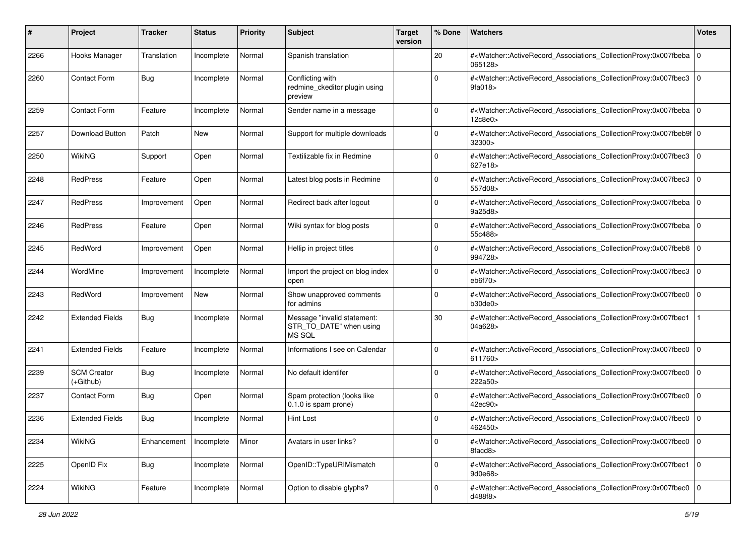| # | Project | Tracker | Status | Priority | Subject | Target version | % Done | Watchers | Votes |
|---|---|---|---|---|---|---|---|---|---|
| 2266 | Hooks Manager | Translation | Incomplete | Normal | Spanish translation | | 20 | #<Watcher::ActiveRecord_Associations_CollectionProxy:0x007fbeba065128> | 0 |
| 2260 | Contact Form | Bug | Incomplete | Normal | Conflicting with redmine_ckeditor plugin using preview | | 0 | #<Watcher::ActiveRecord_Associations_CollectionProxy:0x007fbec39fa018> | 0 |
| 2259 | Contact Form | Feature | Incomplete | Normal | Sender name in a message | | 0 | #<Watcher::ActiveRecord_Associations_CollectionProxy:0x007fbeba12c8e0> | 0 |
| 2257 | Download Button | Patch | New | Normal | Support for multiple downloads | | 0 | #<Watcher::ActiveRecord_Associations_CollectionProxy:0x007fbeb9f32300> | 0 |
| 2250 | WikiNG | Support | Open | Normal | Textilizable fix in Redmine | | 0 | #<Watcher::ActiveRecord_Associations_CollectionProxy:0x007fbec3627e18> | 0 |
| 2248 | RedPress | Feature | Open | Normal | Latest blog posts in Redmine | | 0 | #<Watcher::ActiveRecord_Associations_CollectionProxy:0x007fbec3557d08> | 0 |
| 2247 | RedPress | Improvement | Open | Normal | Redirect back after logout | | 0 | #<Watcher::ActiveRecord_Associations_CollectionProxy:0x007fbeba9a25d8> | 0 |
| 2246 | RedPress | Feature | Open | Normal | Wiki syntax for blog posts | | 0 | #<Watcher::ActiveRecord_Associations_CollectionProxy:0x007fbeba55c488> | 0 |
| 2245 | RedWord | Improvement | Open | Normal | Hellip in project titles | | 0 | #<Watcher::ActiveRecord_Associations_CollectionProxy:0x007fbeb8994728> | 0 |
| 2244 | WordMine | Improvement | Incomplete | Normal | Import the project on blog index open | | 0 | #<Watcher::ActiveRecord_Associations_CollectionProxy:0x007fbec3eb6f70> | 0 |
| 2243 | RedWord | Improvement | New | Normal | Show unapproved comments for admins | | 0 | #<Watcher::ActiveRecord_Associations_CollectionProxy:0x007fbec0b30de0> | 0 |
| 2242 | Extended Fields | Bug | Incomplete | Normal | Message "invalid statement: STR_TO_DATE" when using MS SQL | | 30 | #<Watcher::ActiveRecord_Associations_CollectionProxy:0x007fbec104a628> | 1 |
| 2241 | Extended Fields | Feature | Incomplete | Normal | Informations I see on Calendar | | 0 | #<Watcher::ActiveRecord_Associations_CollectionProxy:0x007fbec0611760> | 0 |
| 2239 | SCM Creator (+Github) | Bug | Incomplete | Normal | No default identifer | | 0 | #<Watcher::ActiveRecord_Associations_CollectionProxy:0x007fbec0222a50> | 0 |
| 2237 | Contact Form | Bug | Open | Normal | Spam protection (looks like 0.1.0 is spam prone) | | 0 | #<Watcher::ActiveRecord_Associations_CollectionProxy:0x007fbec042ec90> | 0 |
| 2236 | Extended Fields | Bug | Incomplete | Normal | Hint Lost | | 0 | #<Watcher::ActiveRecord_Associations_CollectionProxy:0x007fbec0462450> | 0 |
| 2234 | WikiNG | Enhancement | Incomplete | Minor | Avatars in user links? | | 0 | #<Watcher::ActiveRecord_Associations_CollectionProxy:0x007fbec08facd8> | 0 |
| 2225 | OpenID Fix | Bug | Incomplete | Normal | OpenID::TypeURIMismatch | | 0 | #<Watcher::ActiveRecord_Associations_CollectionProxy:0x007fbec19d0e68> | 0 |
| 2224 | WikiNG | Feature | Incomplete | Normal | Option to disable glyphs? | | 0 | #<Watcher::ActiveRecord_Associations_CollectionProxy:0x007fbec0d488f8> | 0 |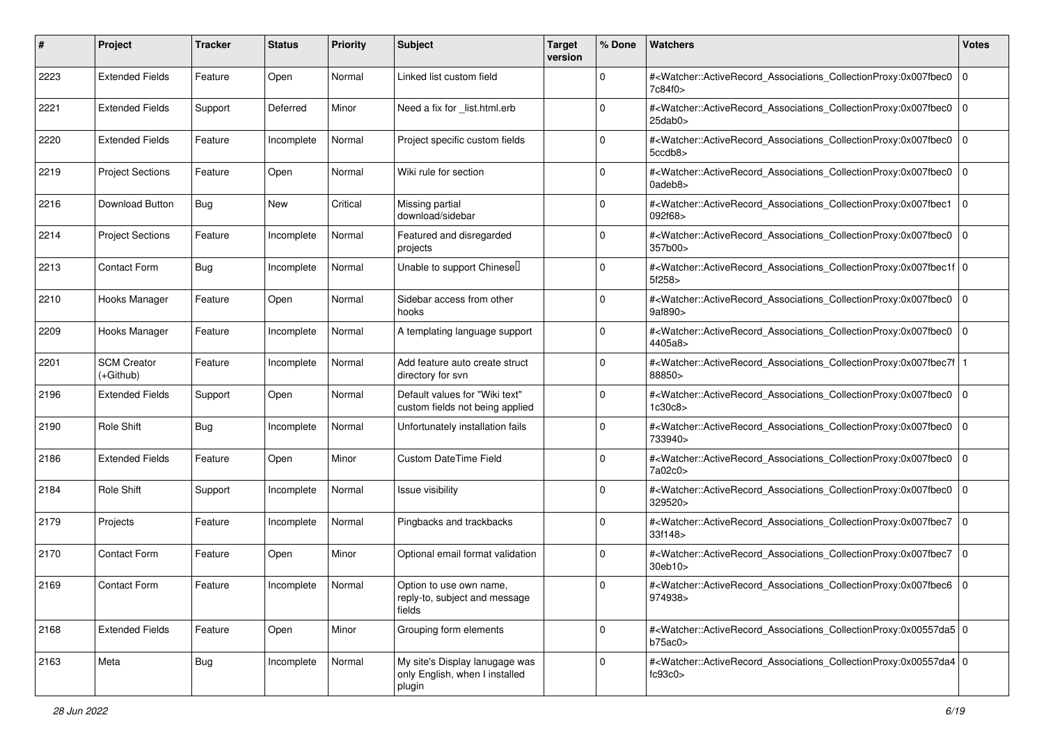| # | Project | Tracker | Status | Priority | Subject | Target version | % Done | Watchers | Votes |
|---|---|---|---|---|---|---|---|---|---|
| 2223 | Extended Fields | Feature | Open | Normal | Linked list custom field | | 0 | #<Watcher::ActiveRecord_Associations_CollectionProxy:0x007fbec07c84f0> | 0 |
| 2221 | Extended Fields | Support | Deferred | Minor | Need a fix for _list.html.erb | | 0 | #<Watcher::ActiveRecord_Associations_CollectionProxy:0x007fbec025dab0> | 0 |
| 2220 | Extended Fields | Feature | Incomplete | Normal | Project specific custom fields | | 0 | #<Watcher::ActiveRecord_Associations_CollectionProxy:0x007fbec05ccdb8> | 0 |
| 2219 | Project Sections | Feature | Open | Normal | Wiki rule for section | | 0 | #<Watcher::ActiveRecord_Associations_CollectionProxy:0x007fbec00adeb8> | 0 |
| 2216 | Download Button | Bug | New | Critical | Missing partial download/sidebar | | 0 | #<Watcher::ActiveRecord_Associations_CollectionProxy:0x007fbec1092f68> | 0 |
| 2214 | Project Sections | Feature | Incomplete | Normal | Featured and disregarded projects | | 0 | #<Watcher::ActiveRecord_Associations_CollectionProxy:0x007fbec0357b00> | 0 |
| 2213 | Contact Form | Bug | Incomplete | Normal | Unable to support Chinese | | 0 | #<Watcher::ActiveRecord_Associations_CollectionProxy:0x007fbec1f5f258> | 0 |
| 2210 | Hooks Manager | Feature | Open | Normal | Sidebar access from other hooks | | 0 | #<Watcher::ActiveRecord_Associations_CollectionProxy:0x007fbec09af890> | 0 |
| 2209 | Hooks Manager | Feature | Incomplete | Normal | A templating language support | | 0 | #<Watcher::ActiveRecord_Associations_CollectionProxy:0x007fbec04405a8> | 0 |
| 2201 | SCM Creator (+Github) | Feature | Incomplete | Normal | Add feature auto create struct directory for svn | | 0 | #<Watcher::ActiveRecord_Associations_CollectionProxy:0x007fbec7f88850> | 1 |
| 2196 | Extended Fields | Support | Open | Normal | Default values for "Wiki text" custom fields not being applied | | 0 | #<Watcher::ActiveRecord_Associations_CollectionProxy:0x007fbec01c30c8> | 0 |
| 2190 | Role Shift | Bug | Incomplete | Normal | Unfortunately installation fails | | 0 | #<Watcher::ActiveRecord_Associations_CollectionProxy:0x007fbec0733940> | 0 |
| 2186 | Extended Fields | Feature | Open | Minor | Custom DateTime Field | | 0 | #<Watcher::ActiveRecord_Associations_CollectionProxy:0x007fbec07a02c0> | 0 |
| 2184 | Role Shift | Support | Incomplete | Normal | Issue visibility | | 0 | #<Watcher::ActiveRecord_Associations_CollectionProxy:0x007fbec0329520> | 0 |
| 2179 | Projects | Feature | Incomplete | Normal | Pingbacks and trackbacks | | 0 | #<Watcher::ActiveRecord_Associations_CollectionProxy:0x007fbec733f148> | 0 |
| 2170 | Contact Form | Feature | Open | Minor | Optional email format validation | | 0 | #<Watcher::ActiveRecord_Associations_CollectionProxy:0x007fbec730eb10> | 0 |
| 2169 | Contact Form | Feature | Incomplete | Normal | Option to use own name, reply-to, subject and message fields | | 0 | #<Watcher::ActiveRecord_Associations_CollectionProxy:0x007fbec6974938> | 0 |
| 2168 | Extended Fields | Feature | Open | Minor | Grouping form elements | | 0 | #<Watcher::ActiveRecord_Associations_CollectionProxy:0x00557da5b75ac0> | 0 |
| 2163 | Meta | Bug | Incomplete | Normal | My site's Display lanugage was only English, when I installed plugin | | 0 | #<Watcher::ActiveRecord_Associations_CollectionProxy:0x00557da4fc93c0> | 0 |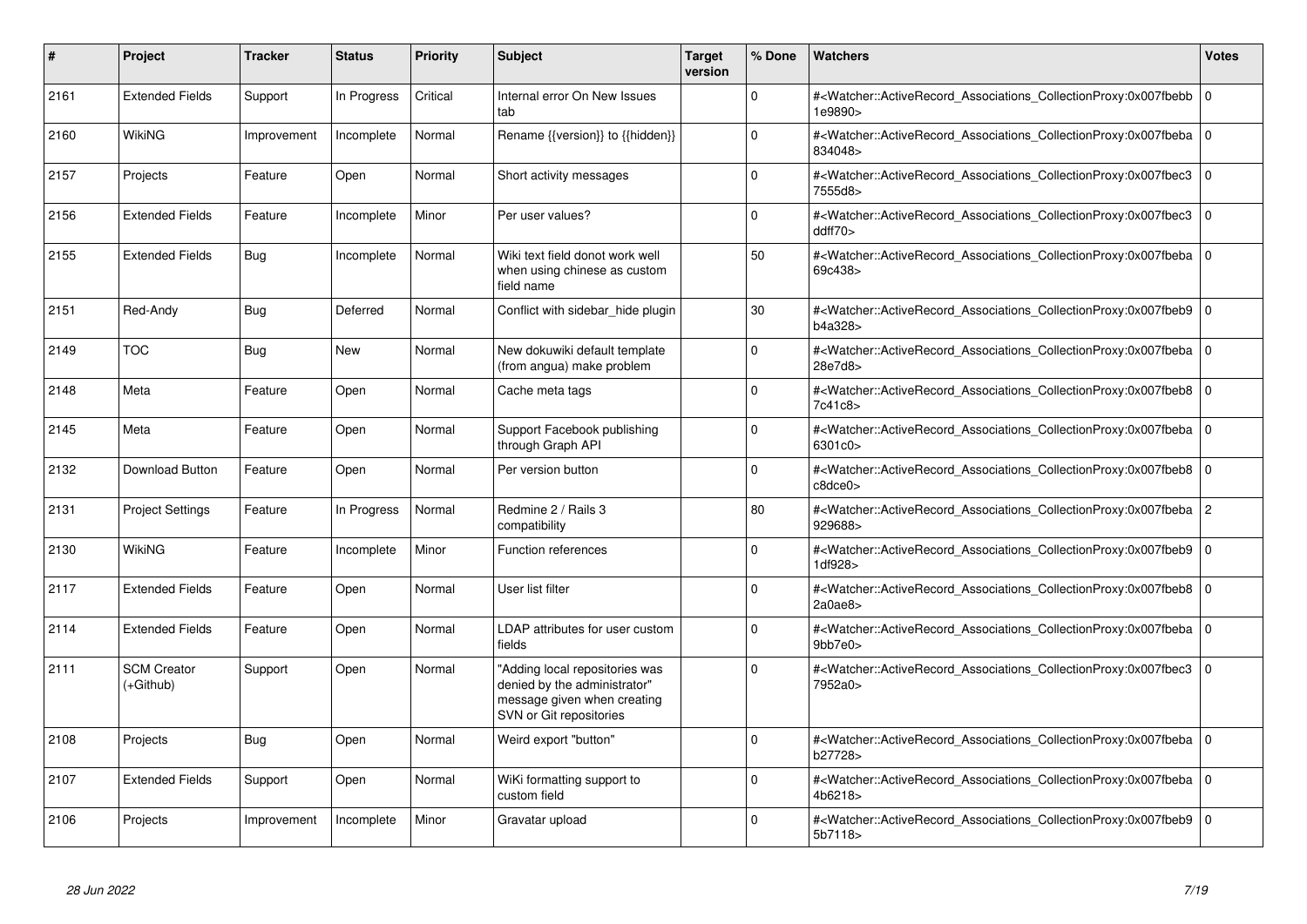| # | Project | Tracker | Status | Priority | Subject | Target version | % Done | Watchers | Votes |
|---|---|---|---|---|---|---|---|---|---|
| 2161 | Extended Fields | Support | In Progress | Critical | Internal error On New Issues tab | | 0 | #<Watcher::ActiveRecord_Associations_CollectionProxy:0x007fbebb1e9890> | 0 |
| 2160 | WikiNG | Improvement | Incomplete | Normal | Rename {{version}} to {{hidden}} | | 0 | #<Watcher::ActiveRecord_Associations_CollectionProxy:0x007fbeba834048> | 0 |
| 2157 | Projects | Feature | Open | Normal | Short activity messages | | 0 | #<Watcher::ActiveRecord_Associations_CollectionProxy:0x007fbec37555d8> | 0 |
| 2156 | Extended Fields | Feature | Incomplete | Minor | Per user values? | | 0 | #<Watcher::ActiveRecord_Associations_CollectionProxy:0x007fbec3ddff70> | 0 |
| 2155 | Extended Fields | Bug | Incomplete | Normal | Wiki text field donot work well when using chinese as custom field name | | 50 | #<Watcher::ActiveRecord_Associations_CollectionProxy:0x007fbeba69c438> | 0 |
| 2151 | Red-Andy | Bug | Deferred | Normal | Conflict with sidebar_hide plugin | | 30 | #<Watcher::ActiveRecord_Associations_CollectionProxy:0x007fbeb9b4a328> | 0 |
| 2149 | TOC | Bug | New | Normal | New dokuwiki default template (from angua) make problem | | 0 | #<Watcher::ActiveRecord_Associations_CollectionProxy:0x007fbeba28e7d8> | 0 |
| 2148 | Meta | Feature | Open | Normal | Cache meta tags | | 0 | #<Watcher::ActiveRecord_Associations_CollectionProxy:0x007fbeb87c41c8> | 0 |
| 2145 | Meta | Feature | Open | Normal | Support Facebook publishing through Graph API | | 0 | #<Watcher::ActiveRecord_Associations_CollectionProxy:0x007fbeba6301c0> | 0 |
| 2132 | Download Button | Feature | Open | Normal | Per version button | | 0 | #<Watcher::ActiveRecord_Associations_CollectionProxy:0x007fbeb8c8dce0> | 0 |
| 2131 | Project Settings | Feature | In Progress | Normal | Redmine 2 / Rails 3 compatibility | | 80 | #<Watcher::ActiveRecord_Associations_CollectionProxy:0x007fbeba929688> | 2 |
| 2130 | WikiNG | Feature | Incomplete | Minor | Function references | | 0 | #<Watcher::ActiveRecord_Associations_CollectionProxy:0x007fbeb91df928> | 0 |
| 2117 | Extended Fields | Feature | Open | Normal | User list filter | | 0 | #<Watcher::ActiveRecord_Associations_CollectionProxy:0x007fbeb82a0ae8> | 0 |
| 2114 | Extended Fields | Feature | Open | Normal | LDAP attributes for user custom fields | | 0 | #<Watcher::ActiveRecord_Associations_CollectionProxy:0x007fbeba9bb7e0> | 0 |
| 2111 | SCM Creator (+Github) | Support | Open | Normal | "Adding local repositories was denied by the administrator" message given when creating SVN or Git repositories | | 0 | #<Watcher::ActiveRecord_Associations_CollectionProxy:0x007fbec37952a0> | 0 |
| 2108 | Projects | Bug | Open | Normal | Weird export "button" | | 0 | #<Watcher::ActiveRecord_Associations_CollectionProxy:0x007fbebab27728> | 0 |
| 2107 | Extended Fields | Support | Open | Normal | WiKi formatting support to custom field | | 0 | #<Watcher::ActiveRecord_Associations_CollectionProxy:0x007fbeba4b6218> | 0 |
| 2106 | Projects | Improvement | Incomplete | Minor | Gravatar upload | | 0 | #<Watcher::ActiveRecord_Associations_CollectionProxy:0x007fbeb95b7118> | 0 |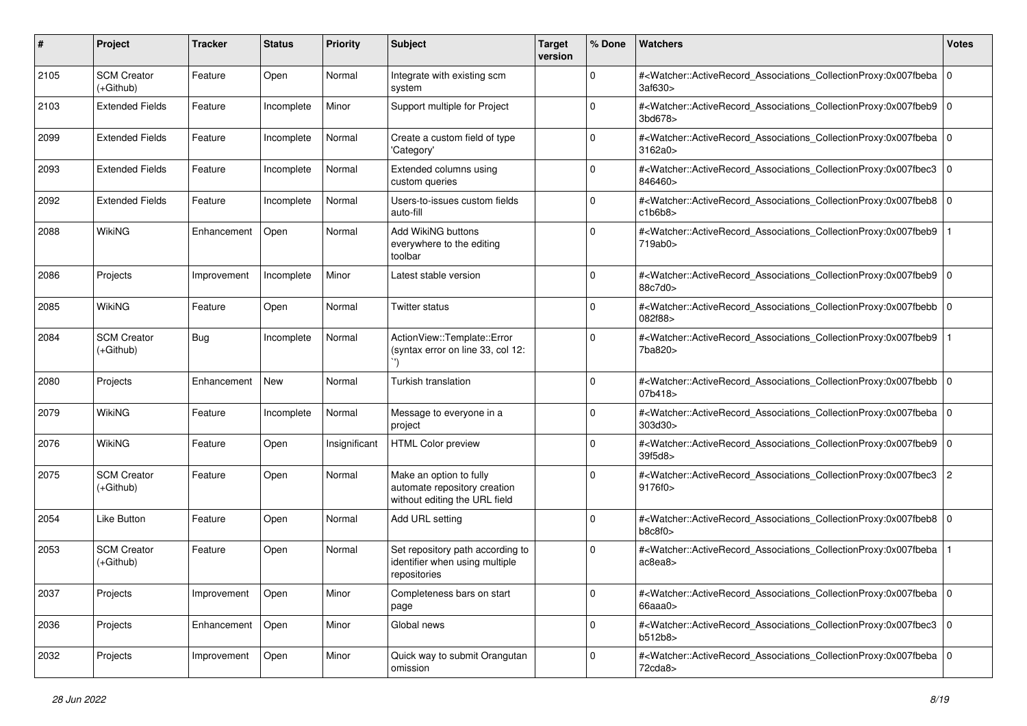| # | Project | Tracker | Status | Priority | Subject | Target version | % Done | Watchers | Votes |
|---|---|---|---|---|---|---|---|---|---|
| 2105 | SCM Creator (+Github) | Feature | Open | Normal | Integrate with existing scm system | | 0 | #<Watcher::ActiveRecord_Associations_CollectionProxy:0x007fbeba3af630> | 0 |
| 2103 | Extended Fields | Feature | Incomplete | Minor | Support multiple for Project | | 0 | #<Watcher::ActiveRecord_Associations_CollectionProxy:0x007fbeb93bd678> | 0 |
| 2099 | Extended Fields | Feature | Incomplete | Normal | Create a custom field of type 'Category' | | 0 | #<Watcher::ActiveRecord_Associations_CollectionProxy:0x007fbeba3162a0> | 0 |
| 2093 | Extended Fields | Feature | Incomplete | Normal | Extended columns using custom queries | | 0 | #<Watcher::ActiveRecord_Associations_CollectionProxy:0x007fbec3846460> | 0 |
| 2092 | Extended Fields | Feature | Incomplete | Normal | Users-to-issues custom fields auto-fill | | 0 | #<Watcher::ActiveRecord_Associations_CollectionProxy:0x007fbeb8c1b6b8> | 0 |
| 2088 | WikiNG | Enhancement | Open | Normal | Add WikiNG buttons everywhere to the editing toolbar | | 0 | #<Watcher::ActiveRecord_Associations_CollectionProxy:0x007fbeb9719ab0> | 1 |
| 2086 | Projects | Improvement | Incomplete | Minor | Latest stable version | | 0 | #<Watcher::ActiveRecord_Associations_CollectionProxy:0x007fbeb988c7d0> | 0 |
| 2085 | WikiNG | Feature | Open | Normal | Twitter status | | 0 | #<Watcher::ActiveRecord_Associations_CollectionProxy:0x007fbebb082f88> | 0 |
| 2084 | SCM Creator (+Github) | Bug | Incomplete | Normal | ActionView::Template::Error (syntax error on line 33, col 12: ``) | | 0 | #<Watcher::ActiveRecord_Associations_CollectionProxy:0x007fbeb97ba820> | 1 |
| 2080 | Projects | Enhancement | New | Normal | Turkish translation | | 0 | #<Watcher::ActiveRecord_Associations_CollectionProxy:0x007fbebb07b418> | 0 |
| 2079 | WikiNG | Feature | Incomplete | Normal | Message to everyone in a project | | 0 | #<Watcher::ActiveRecord_Associations_CollectionProxy:0x007fbeba303d30> | 0 |
| 2076 | WikiNG | Feature | Open | Insignificant | HTML Color preview | | 0 | #<Watcher::ActiveRecord_Associations_CollectionProxy:0x007fbeb939f5d8> | 0 |
| 2075 | SCM Creator (+Github) | Feature | Open | Normal | Make an option to fully automate repository creation without editing the URL field | | 0 | #<Watcher::ActiveRecord_Associations_CollectionProxy:0x007fbec39176f0> | 2 |
| 2054 | Like Button | Feature | Open | Normal | Add URL setting | | 0 | #<Watcher::ActiveRecord_Associations_CollectionProxy:0x007fbeb8b8c8f0> | 0 |
| 2053 | SCM Creator (+Github) | Feature | Open | Normal | Set repository path according to identifier when using multiple repositories | | 0 | #<Watcher::ActiveRecord_Associations_CollectionProxy:0x007fbebaac8ea8> | 1 |
| 2037 | Projects | Improvement | Open | Minor | Completeness bars on start page | | 0 | #<Watcher::ActiveRecord_Associations_CollectionProxy:0x007fbeba66aaa0> | 0 |
| 2036 | Projects | Enhancement | Open | Minor | Global news | | 0 | #<Watcher::ActiveRecord_Associations_CollectionProxy:0x007fbec3b512b8> | 0 |
| 2032 | Projects | Improvement | Open | Minor | Quick way to submit Orangutan omission | | 0 | #<Watcher::ActiveRecord_Associations_CollectionProxy:0x007fbeba72cda8> | 0 |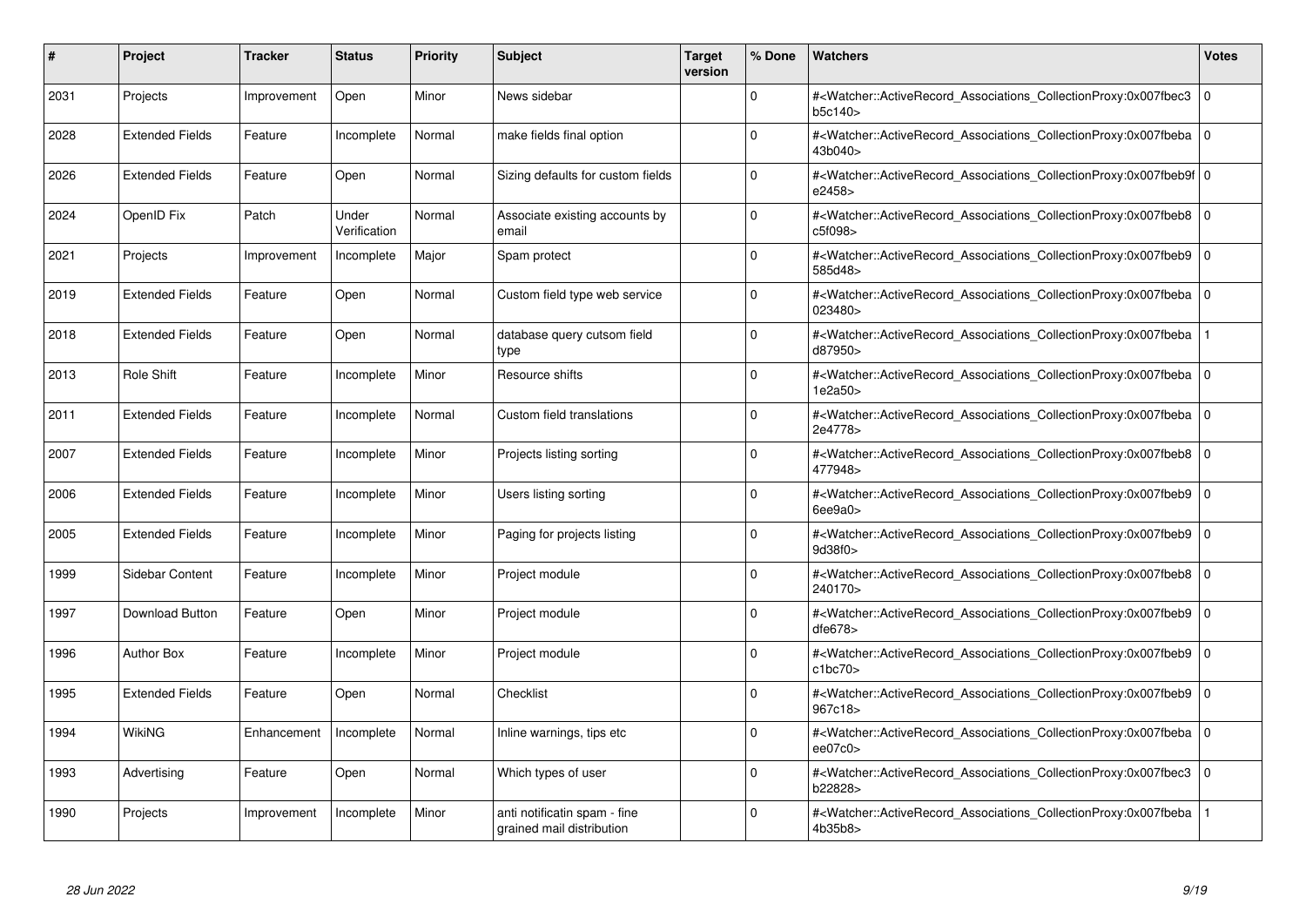| # | Project | Tracker | Status | Priority | Subject | Target version | % Done | Watchers | Votes |
|---|---|---|---|---|---|---|---|---|---|
| 2031 | Projects | Improvement | Open | Minor | News sidebar | | 0 | #<Watcher::ActiveRecord_Associations_CollectionProxy:0x007fbec3b5c140> | 0 |
| 2028 | Extended Fields | Feature | Incomplete | Normal | make fields final option | | 0 | #<Watcher::ActiveRecord_Associations_CollectionProxy:0x007fbeba43b040> | 0 |
| 2026 | Extended Fields | Feature | Open | Normal | Sizing defaults for custom fields | | 0 | #<Watcher::ActiveRecord_Associations_CollectionProxy:0x007fbeb9fe2458> | 0 |
| 2024 | OpenID Fix | Patch | Under Verification | Normal | Associate existing accounts by email | | 0 | #<Watcher::ActiveRecord_Associations_CollectionProxy:0x007fbeb8c5f098> | 0 |
| 2021 | Projects | Improvement | Incomplete | Major | Spam protect | | 0 | #<Watcher::ActiveRecord_Associations_CollectionProxy:0x007fbeb9585d48> | 0 |
| 2019 | Extended Fields | Feature | Open | Normal | Custom field type web service | | 0 | #<Watcher::ActiveRecord_Associations_CollectionProxy:0x007fbeba023480> | 0 |
| 2018 | Extended Fields | Feature | Open | Normal | database query cutsom field type | | 0 | #<Watcher::ActiveRecord_Associations_CollectionProxy:0x007fbebad87950> | 1 |
| 2013 | Role Shift | Feature | Incomplete | Minor | Resource shifts | | 0 | #<Watcher::ActiveRecord_Associations_CollectionProxy:0x007fbeba1e2a50> | 0 |
| 2011 | Extended Fields | Feature | Incomplete | Normal | Custom field translations | | 0 | #<Watcher::ActiveRecord_Associations_CollectionProxy:0x007fbeba2e4778> | 0 |
| 2007 | Extended Fields | Feature | Incomplete | Minor | Projects listing sorting | | 0 | #<Watcher::ActiveRecord_Associations_CollectionProxy:0x007fbeb8477948> | 0 |
| 2006 | Extended Fields | Feature | Incomplete | Minor | Users listing sorting | | 0 | #<Watcher::ActiveRecord_Associations_CollectionProxy:0x007fbeb96ee9a0> | 0 |
| 2005 | Extended Fields | Feature | Incomplete | Minor | Paging for projects listing | | 0 | #<Watcher::ActiveRecord_Associations_CollectionProxy:0x007fbeb99d38f0> | 0 |
| 1999 | Sidebar Content | Feature | Incomplete | Minor | Project module | | 0 | #<Watcher::ActiveRecord_Associations_CollectionProxy:0x007fbeb8240170> | 0 |
| 1997 | Download Button | Feature | Open | Minor | Project module | | 0 | #<Watcher::ActiveRecord_Associations_CollectionProxy:0x007fbeb9dfe678> | 0 |
| 1996 | Author Box | Feature | Incomplete | Minor | Project module | | 0 | #<Watcher::ActiveRecord_Associations_CollectionProxy:0x007fbeb9c1bc70> | 0 |
| 1995 | Extended Fields | Feature | Open | Normal | Checklist | | 0 | #<Watcher::ActiveRecord_Associations_CollectionProxy:0x007fbeb9967c18> | 0 |
| 1994 | WikiNG | Enhancement | Incomplete | Normal | Inline warnings, tips etc | | 0 | #<Watcher::ActiveRecord_Associations_CollectionProxy:0x007fbebaee07c0> | 0 |
| 1993 | Advertising | Feature | Open | Normal | Which types of user | | 0 | #<Watcher::ActiveRecord_Associations_CollectionProxy:0x007fbec3b22828> | 0 |
| 1990 | Projects | Improvement | Incomplete | Minor | anti notificatin spam - fine grained mail distribution | | 0 | #<Watcher::ActiveRecord_Associations_CollectionProxy:0x007fbeba4b35b8> | 1 |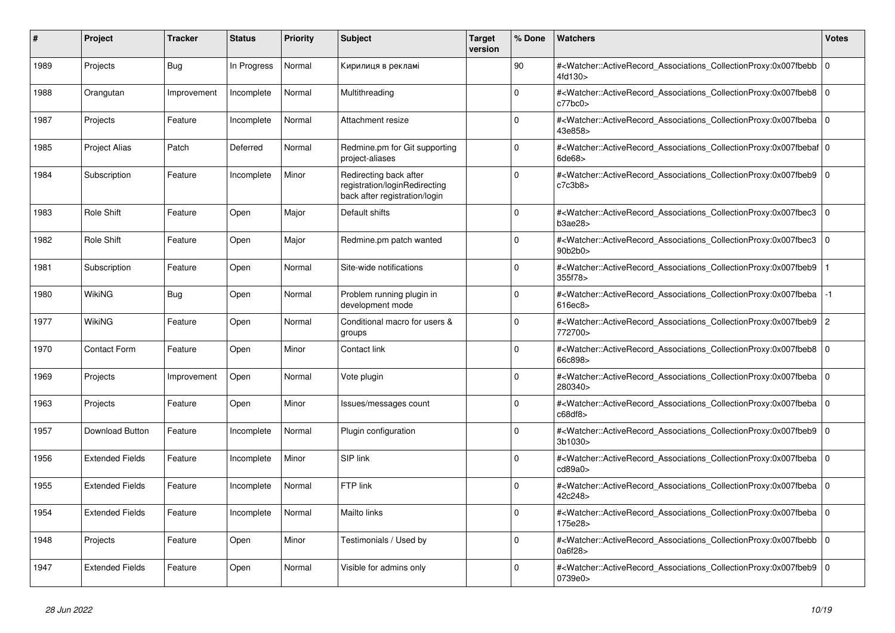| # | Project | Tracker | Status | Priority | Subject | Target version | % Done | Watchers | Votes |
|---|---|---|---|---|---|---|---|---|---|
| 1989 | Projects | Bug | In Progress | Normal | Кирилиця в рекламі | | 90 | #<Watcher::ActiveRecord_Associations_CollectionProxy:0x007fbebb4fd130> | 0 |
| 1988 | Orangutan | Improvement | Incomplete | Normal | Multithreading | | 0 | #<Watcher::ActiveRecord_Associations_CollectionProxy:0x007fbeb8c77bc0> | 0 |
| 1987 | Projects | Feature | Incomplete | Normal | Attachment resize | | 0 | #<Watcher::ActiveRecord_Associations_CollectionProxy:0x007fbeba43e858> | 0 |
| 1985 | Project Alias | Patch | Deferred | Normal | Redmine.pm for Git supporting project-aliases | | 0 | #<Watcher::ActiveRecord_Associations_CollectionProxy:0x007fbebaf6de68> | 0 |
| 1984 | Subscription | Feature | Incomplete | Minor | Redirecting back after registration/loginRedirecting back after registration/login | | 0 | #<Watcher::ActiveRecord_Associations_CollectionProxy:0x007fbeb9c7c3b8> | 0 |
| 1983 | Role Shift | Feature | Open | Major | Default shifts | | 0 | #<Watcher::ActiveRecord_Associations_CollectionProxy:0x007fbec3b3ae28> | 0 |
| 1982 | Role Shift | Feature | Open | Major | Redmine.pm patch wanted | | 0 | #<Watcher::ActiveRecord_Associations_CollectionProxy:0x007fbec390b2b0> | 0 |
| 1981 | Subscription | Feature | Open | Normal | Site-wide notifications | | 0 | #<Watcher::ActiveRecord_Associations_CollectionProxy:0x007fbeb9355f78> | 1 |
| 1980 | WikiNG | Bug | Open | Normal | Problem running plugin in development mode | | 0 | #<Watcher::ActiveRecord_Associations_CollectionProxy:0x007fbeba616ec8> | -1 |
| 1977 | WikiNG | Feature | Open | Normal | Conditional macro for users & groups | | 0 | #<Watcher::ActiveRecord_Associations_CollectionProxy:0x007fbeb9772700> | 2 |
| 1970 | Contact Form | Feature | Open | Minor | Contact link | | 0 | #<Watcher::ActiveRecord_Associations_CollectionProxy:0x007fbeb866c898> | 0 |
| 1969 | Projects | Improvement | Open | Normal | Vote plugin | | 0 | #<Watcher::ActiveRecord_Associations_CollectionProxy:0x007fbeba280340> | 0 |
| 1963 | Projects | Feature | Open | Minor | Issues/messages count | | 0 | #<Watcher::ActiveRecord_Associations_CollectionProxy:0x007fbebac68df8> | 0 |
| 1957 | Download Button | Feature | Incomplete | Normal | Plugin configuration | | 0 | #<Watcher::ActiveRecord_Associations_CollectionProxy:0x007fbeb93b1030> | 0 |
| 1956 | Extended Fields | Feature | Incomplete | Minor | SIP link | | 0 | #<Watcher::ActiveRecord_Associations_CollectionProxy:0x007fbebacd89a0> | 0 |
| 1955 | Extended Fields | Feature | Incomplete | Normal | FTP link | | 0 | #<Watcher::ActiveRecord_Associations_CollectionProxy:0x007fbeba42c248> | 0 |
| 1954 | Extended Fields | Feature | Incomplete | Normal | Mailto links | | 0 | #<Watcher::ActiveRecord_Associations_CollectionProxy:0x007fbeba175e28> | 0 |
| 1948 | Projects | Feature | Open | Minor | Testimonials / Used by | | 0 | #<Watcher::ActiveRecord_Associations_CollectionProxy:0x007fbebb0a6f28> | 0 |
| 1947 | Extended Fields | Feature | Open | Normal | Visible for admins only | | 0 | #<Watcher::ActiveRecord_Associations_CollectionProxy:0x007fbeb90739e0> | 0 |

*28 Jun 2022*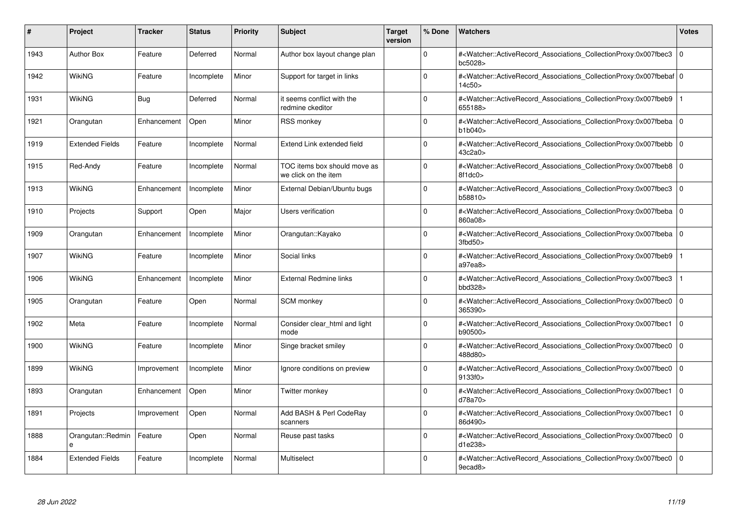| # | Project | Tracker | Status | Priority | Subject | Target version | % Done | Watchers | Votes |
|---|---|---|---|---|---|---|---|---|---|
| 1943 | Author Box | Feature | Deferred | Normal | Author box layout change plan | | 0 | #<Watcher::ActiveRecord_Associations_CollectionProxy:0x007fbec3bc5028> | 0 |
| 1942 | WikiNG | Feature | Incomplete | Minor | Support for target in links | | 0 | #<Watcher::ActiveRecord_Associations_CollectionProxy:0x007fbebaf14c50> | 0 |
| 1931 | WikiNG | Bug | Deferred | Normal | it seems conflict with the redmine ckeditor | | 0 | #<Watcher::ActiveRecord_Associations_CollectionProxy:0x007fbeb9655188> | 1 |
| 1921 | Orangutan | Enhancement | Open | Minor | RSS monkey | | 0 | #<Watcher::ActiveRecord_Associations_CollectionProxy:0x007fbebab1b040> | 0 |
| 1919 | Extended Fields | Feature | Incomplete | Normal | Extend Link extended field | | 0 | #<Watcher::ActiveRecord_Associations_CollectionProxy:0x007fbebb43c2a0> | 0 |
| 1915 | Red-Andy | Feature | Incomplete | Normal | TOC items box should move as we click on the item | | 0 | #<Watcher::ActiveRecord_Associations_CollectionProxy:0x007fbeb88f1dc0> | 0 |
| 1913 | WikiNG | Enhancement | Incomplete | Minor | External Debian/Ubuntu bugs | | 0 | #<Watcher::ActiveRecord_Associations_CollectionProxy:0x007fbec3b58810> | 0 |
| 1910 | Projects | Support | Open | Major | Users verification | | 0 | #<Watcher::ActiveRecord_Associations_CollectionProxy:0x007fbeba860a08> | 0 |
| 1909 | Orangutan | Enhancement | Incomplete | Minor | Orangutan::Kayako | | 0 | #<Watcher::ActiveRecord_Associations_CollectionProxy:0x007fbeba3fbd50> | 0 |
| 1907 | WikiNG | Feature | Incomplete | Minor | Social links | | 0 | #<Watcher::ActiveRecord_Associations_CollectionProxy:0x007fbeb9a97ea8> | 1 |
| 1906 | WikiNG | Enhancement | Incomplete | Minor | External Redmine links | | 0 | #<Watcher::ActiveRecord_Associations_CollectionProxy:0x007fbec3bbd328> | 1 |
| 1905 | Orangutan | Feature | Open | Normal | SCM monkey | | 0 | #<Watcher::ActiveRecord_Associations_CollectionProxy:0x007fbec0365390> | 0 |
| 1902 | Meta | Feature | Incomplete | Normal | Consider clear_html and light mode | | 0 | #<Watcher::ActiveRecord_Associations_CollectionProxy:0x007fbec1b90500> | 0 |
| 1900 | WikiNG | Feature | Incomplete | Minor | Singe bracket smiley | | 0 | #<Watcher::ActiveRecord_Associations_CollectionProxy:0x007fbec0488d80> | 0 |
| 1899 | WikiNG | Improvement | Incomplete | Minor | Ignore conditions on preview | | 0 | #<Watcher::ActiveRecord_Associations_CollectionProxy:0x007fbec09133f0> | 0 |
| 1893 | Orangutan | Enhancement | Open | Minor | Twitter monkey | | 0 | #<Watcher::ActiveRecord_Associations_CollectionProxy:0x007fbec1d78a70> | 0 |
| 1891 | Projects | Improvement | Open | Normal | Add BASH & Perl CodeRay scanners | | 0 | #<Watcher::ActiveRecord_Associations_CollectionProxy:0x007fbec186d490> | 0 |
| 1888 | Orangutan::Redmine | Feature | Open | Normal | Reuse past tasks | | 0 | #<Watcher::ActiveRecord_Associations_CollectionProxy:0x007fbec0d1e238> | 0 |
| 1884 | Extended Fields | Feature | Incomplete | Normal | Multiselect | | 0 | #<Watcher::ActiveRecord_Associations_CollectionProxy:0x007fbec09ecad8> | 0 |

*28 Jun 2022*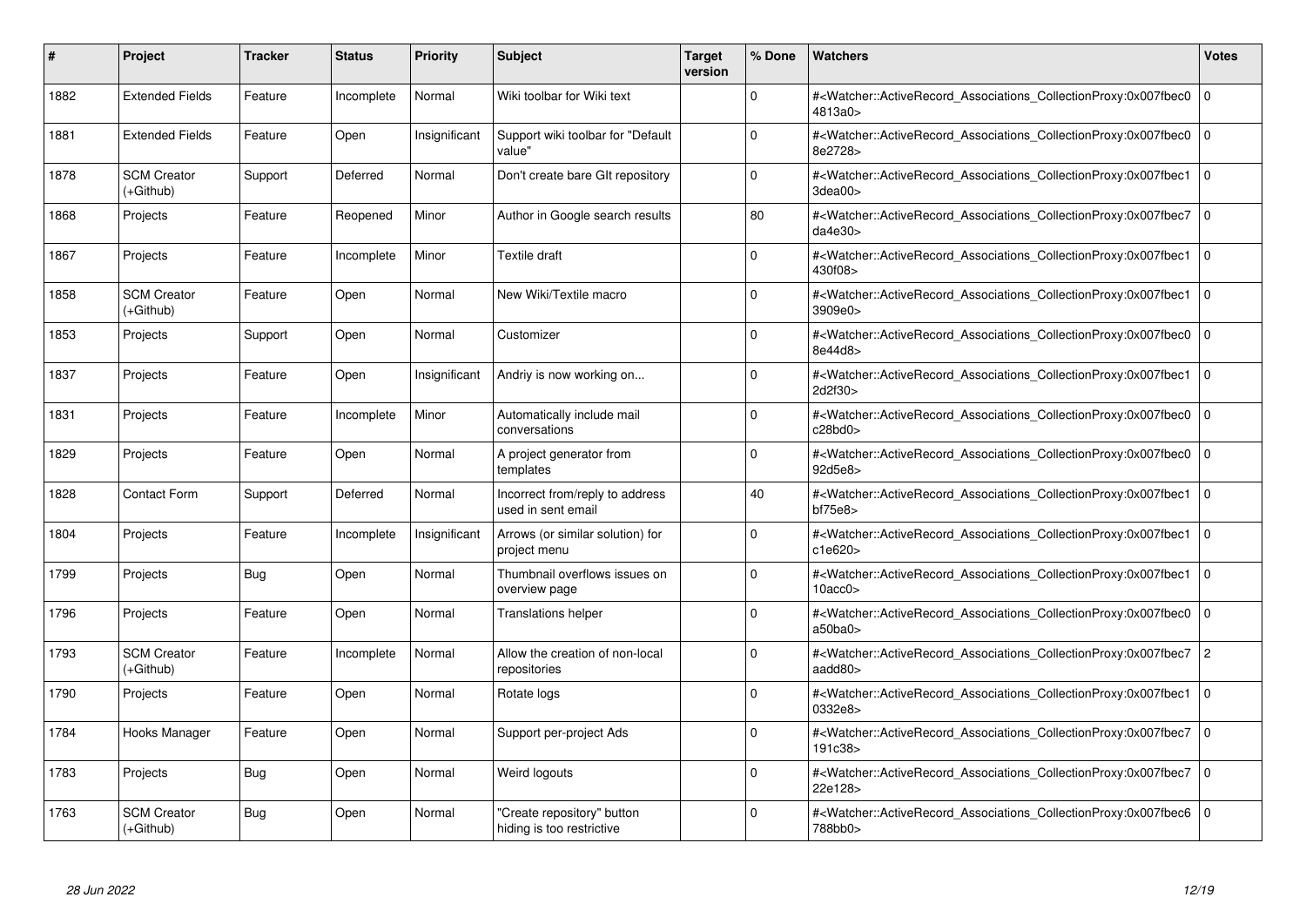| # | Project | Tracker | Status | Priority | Subject | Target version | % Done | Watchers | Votes |
|---|---|---|---|---|---|---|---|---|---|
| 1882 | Extended Fields | Feature | Incomplete | Normal | Wiki toolbar for Wiki text | | 0 | #<Watcher::ActiveRecord_Associations_CollectionProxy:0x007fbec04813a0> | 0 |
| 1881 | Extended Fields | Feature | Open | Insignificant | Support wiki toolbar for "Default value" | | 0 | #<Watcher::ActiveRecord_Associations_CollectionProxy:0x007fbec08e2728> | 0 |
| 1878 | SCM Creator (+Github) | Support | Deferred | Normal | Don't create bare GIt repository | | 0 | #<Watcher::ActiveRecord_Associations_CollectionProxy:0x007fbec13dea00> | 0 |
| 1868 | Projects | Feature | Reopened | Minor | Author in Google search results | | 80 | #<Watcher::ActiveRecord_Associations_CollectionProxy:0x007fbec7da4e30> | 0 |
| 1867 | Projects | Feature | Incomplete | Minor | Textile draft | | 0 | #<Watcher::ActiveRecord_Associations_CollectionProxy:0x007fbec1430f08> | 0 |
| 1858 | SCM Creator (+Github) | Feature | Open | Normal | New Wiki/Textile macro | | 0 | #<Watcher::ActiveRecord_Associations_CollectionProxy:0x007fbec13909e0> | 0 |
| 1853 | Projects | Support | Open | Normal | Customizer | | 0 | #<Watcher::ActiveRecord_Associations_CollectionProxy:0x007fbec08e44d8> | 0 |
| 1837 | Projects | Feature | Open | Insignificant | Andriy is now working on... | | 0 | #<Watcher::ActiveRecord_Associations_CollectionProxy:0x007fbec12d2f30> | 0 |
| 1831 | Projects | Feature | Incomplete | Minor | Automatically include mail conversations | | 0 | #<Watcher::ActiveRecord_Associations_CollectionProxy:0x007fbec0c28bd0> | 0 |
| 1829 | Projects | Feature | Open | Normal | A project generator from templates | | 0 | #<Watcher::ActiveRecord_Associations_CollectionProxy:0x007fbec092d5e8> | 0 |
| 1828 | Contact Form | Support | Deferred | Normal | Incorrect from/reply to address used in sent email | | 40 | #<Watcher::ActiveRecord_Associations_CollectionProxy:0x007fbec1bf75e8> | 0 |
| 1804 | Projects | Feature | Incomplete | Insignificant | Arrows (or similar solution) for project menu | | 0 | #<Watcher::ActiveRecord_Associations_CollectionProxy:0x007fbec1c1e620> | 0 |
| 1799 | Projects | Bug | Open | Normal | Thumbnail overflows issues on overview page | | 0 | #<Watcher::ActiveRecord_Associations_CollectionProxy:0x007fbec110acc0> | 0 |
| 1796 | Projects | Feature | Open | Normal | Translations helper | | 0 | #<Watcher::ActiveRecord_Associations_CollectionProxy:0x007fbec0a50ba0> | 0 |
| 1793 | SCM Creator (+Github) | Feature | Incomplete | Normal | Allow the creation of non-local repositories | | 0 | #<Watcher::ActiveRecord_Associations_CollectionProxy:0x007fbec7aadd80> | 2 |
| 1790 | Projects | Feature | Open | Normal | Rotate logs | | 0 | #<Watcher::ActiveRecord_Associations_CollectionProxy:0x007fbec10332e8> | 0 |
| 1784 | Hooks Manager | Feature | Open | Normal | Support per-project Ads | | 0 | #<Watcher::ActiveRecord_Associations_CollectionProxy:0x007fbec7191c38> | 0 |
| 1783 | Projects | Bug | Open | Normal | Weird logouts | | 0 | #<Watcher::ActiveRecord_Associations_CollectionProxy:0x007fbec722e128> | 0 |
| 1763 | SCM Creator (+Github) | Bug | Open | Normal | "Create repository" button hiding is too restrictive | | 0 | #<Watcher::ActiveRecord_Associations_CollectionProxy:0x007fbec6788bb0> | 0 |

*28 Jun 2022*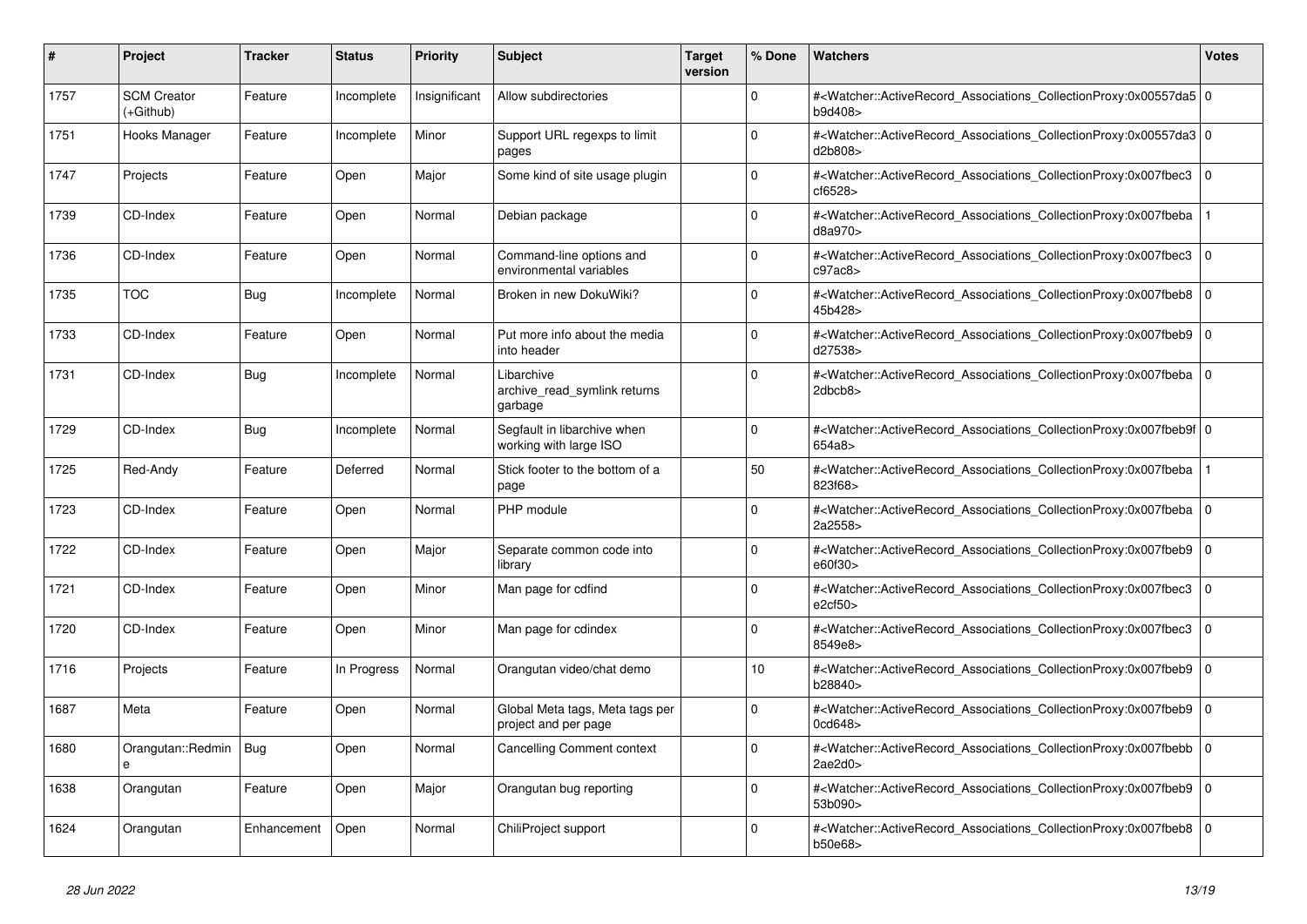| # | Project | Tracker | Status | Priority | Subject | Target version | % Done | Watchers | Votes |
|---|---|---|---|---|---|---|---|---|---|
| 1757 | SCM Creator (+Github) | Feature | Incomplete | Insignificant | Allow subdirectories | | 0 | #<Watcher::ActiveRecord_Associations_CollectionProxy:0x00557da5b9d408> | 0 |
| 1751 | Hooks Manager | Feature | Incomplete | Minor | Support URL regexps to limit pages | | 0 | #<Watcher::ActiveRecord_Associations_CollectionProxy:0x00557da3d2b808> | 0 |
| 1747 | Projects | Feature | Open | Major | Some kind of site usage plugin | | 0 | #<Watcher::ActiveRecord_Associations_CollectionProxy:0x007fbec3cf6528> | 0 |
| 1739 | CD-Index | Feature | Open | Normal | Debian package | | 0 | #<Watcher::ActiveRecord_Associations_CollectionProxy:0x007fbebad8a970> | 1 |
| 1736 | CD-Index | Feature | Open | Normal | Command-line options and environmental variables | | 0 | #<Watcher::ActiveRecord_Associations_CollectionProxy:0x007fbec3c97ac8> | 0 |
| 1735 | TOC | Bug | Incomplete | Normal | Broken in new DokuWiki? | | 0 | #<Watcher::ActiveRecord_Associations_CollectionProxy:0x007fbeb845b428> | 0 |
| 1733 | CD-Index | Feature | Open | Normal | Put more info about the media into header | | 0 | #<Watcher::ActiveRecord_Associations_CollectionProxy:0x007fbeb9d27538> | 0 |
| 1731 | CD-Index | Bug | Incomplete | Normal | Libarchive archive_read_symlink returns garbage | | 0 | #<Watcher::ActiveRecord_Associations_CollectionProxy:0x007fbeba2dbcb8> | 0 |
| 1729 | CD-Index | Bug | Incomplete | Normal | Segfault in libarchive when working with large ISO | | 0 | #<Watcher::ActiveRecord_Associations_CollectionProxy:0x007fbeb9f654a8> | 0 |
| 1725 | Red-Andy | Feature | Deferred | Normal | Stick footer to the bottom of a page | | 50 | #<Watcher::ActiveRecord_Associations_CollectionProxy:0x007fbeba823f68> | 1 |
| 1723 | CD-Index | Feature | Open | Normal | PHP module | | 0 | #<Watcher::ActiveRecord_Associations_CollectionProxy:0x007fbeba2a2558> | 0 |
| 1722 | CD-Index | Feature | Open | Major | Separate common code into library | | 0 | #<Watcher::ActiveRecord_Associations_CollectionProxy:0x007fbeb9e60f30> | 0 |
| 1721 | CD-Index | Feature | Open | Minor | Man page for cdfind | | 0 | #<Watcher::ActiveRecord_Associations_CollectionProxy:0x007fbec3e2cf50> | 0 |
| 1720 | CD-Index | Feature | Open | Minor | Man page for cdindex | | 0 | #<Watcher::ActiveRecord_Associations_CollectionProxy:0x007fbec38549e8> | 0 |
| 1716 | Projects | Feature | In Progress | Normal | Orangutan video/chat demo | | 10 | #<Watcher::ActiveRecord_Associations_CollectionProxy:0x007fbeb9b28840> | 0 |
| 1687 | Meta | Feature | Open | Normal | Global Meta tags, Meta tags per project and per page | | 0 | #<Watcher::ActiveRecord_Associations_CollectionProxy:0x007fbeb90cd648> | 0 |
| 1680 | Orangutan::Redmine | Bug | Open | Normal | Cancelling Comment context | | 0 | #<Watcher::ActiveRecord_Associations_CollectionProxy:0x007fbebb2ae2d0> | 0 |
| 1638 | Orangutan | Feature | Open | Major | Orangutan bug reporting | | 0 | #<Watcher::ActiveRecord_Associations_CollectionProxy:0x007fbeb953b090> | 0 |
| 1624 | Orangutan | Enhancement | Open | Normal | ChiliProject support | | 0 | #<Watcher::ActiveRecord_Associations_CollectionProxy:0x007fbeb8b50e68> | 0 |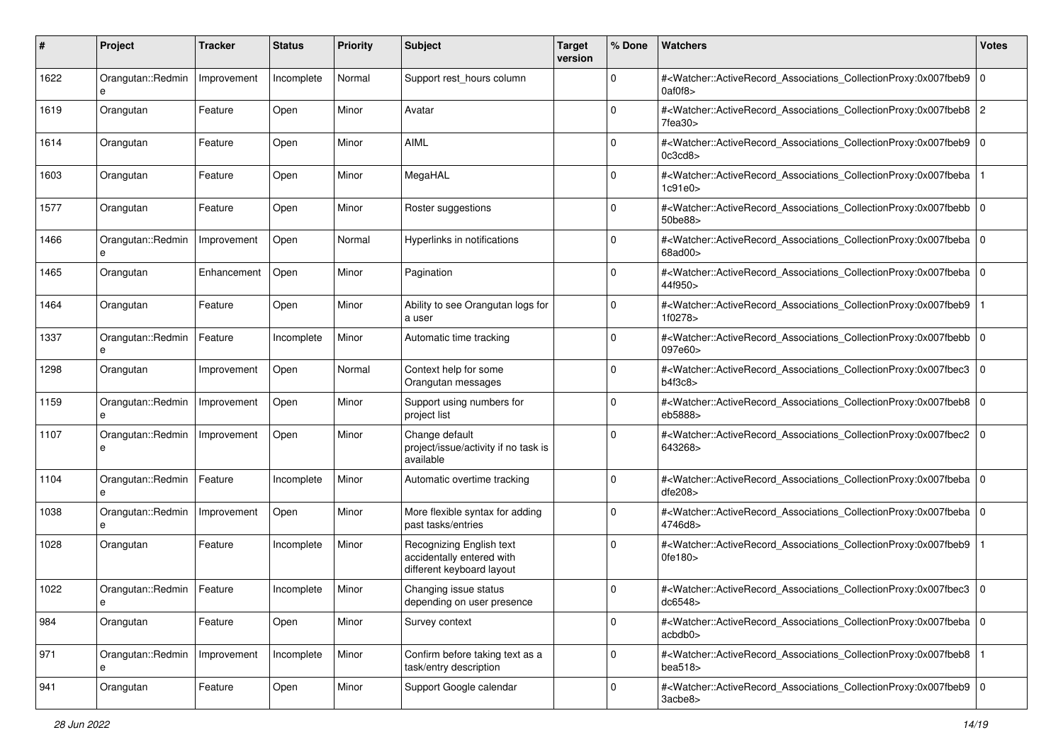| # | Project | Tracker | Status | Priority | Subject | Target version | % Done | Watchers | Votes |
|---|---|---|---|---|---|---|---|---|---|
| 1622 | Orangutan::Redmine | Improvement | Incomplete | Normal | Support rest_hours column | | 0 | #<Watcher::ActiveRecord_Associations_CollectionProxy:0x007fbeb90af0f8> | 0 |
| 1619 | Orangutan | Feature | Open | Minor | Avatar | | 0 | #<Watcher::ActiveRecord_Associations_CollectionProxy:0x007fbeb87fea30> | 2 |
| 1614 | Orangutan | Feature | Open | Minor | AIML | | 0 | #<Watcher::ActiveRecord_Associations_CollectionProxy:0x007fbeb90c3cd8> | 0 |
| 1603 | Orangutan | Feature | Open | Minor | MegaHAL | | 0 | #<Watcher::ActiveRecord_Associations_CollectionProxy:0x007fbeba1c91e0> | 1 |
| 1577 | Orangutan | Feature | Open | Minor | Roster suggestions | | 0 | #<Watcher::ActiveRecord_Associations_CollectionProxy:0x007fbebb50be88> | 0 |
| 1466 | Orangutan::Redmine | Improvement | Open | Normal | Hyperlinks in notifications | | 0 | #<Watcher::ActiveRecord_Associations_CollectionProxy:0x007fbeba68ad00> | 0 |
| 1465 | Orangutan | Enhancement | Open | Minor | Pagination | | 0 | #<Watcher::ActiveRecord_Associations_CollectionProxy:0x007fbeba44f950> | 0 |
| 1464 | Orangutan | Feature | Open | Minor | Ability to see Orangutan logs for a user | | 0 | #<Watcher::ActiveRecord_Associations_CollectionProxy:0x007fbeb91f0278> | 1 |
| 1337 | Orangutan::Redmine | Feature | Incomplete | Minor | Automatic time tracking | | 0 | #<Watcher::ActiveRecord_Associations_CollectionProxy:0x007fbebb097e60> | 0 |
| 1298 | Orangutan | Improvement | Open | Normal | Context help for some Orangutan messages | | 0 | #<Watcher::ActiveRecord_Associations_CollectionProxy:0x007fbec3b4f3c8> | 0 |
| 1159 | Orangutan::Redmine | Improvement | Open | Minor | Support using numbers for project list | | 0 | #<Watcher::ActiveRecord_Associations_CollectionProxy:0x007fbeb8eb5888> | 0 |
| 1107 | Orangutan::Redmine | Improvement | Open | Minor | Change default project/issue/activity if no task is available | | 0 | #<Watcher::ActiveRecord_Associations_CollectionProxy:0x007fbec2643268> | 0 |
| 1104 | Orangutan::Redmine | Feature | Incomplete | Minor | Automatic overtime tracking | | 0 | #<Watcher::ActiveRecord_Associations_CollectionProxy:0x007fbebadfe208> | 0 |
| 1038 | Orangutan::Redmine | Improvement | Open | Minor | More flexible syntax for adding past tasks/entries | | 0 | #<Watcher::ActiveRecord_Associations_CollectionProxy:0x007fbeba4746d8> | 0 |
| 1028 | Orangutan | Feature | Incomplete | Minor | Recognizing English text accidentally entered with different keyboard layout | | 0 | #<Watcher::ActiveRecord_Associations_CollectionProxy:0x007fbeb90fe180> | 1 |
| 1022 | Orangutan::Redmine | Feature | Incomplete | Minor | Changing issue status depending on user presence | | 0 | #<Watcher::ActiveRecord_Associations_CollectionProxy:0x007fbec3dc6548> | 0 |
| 984 | Orangutan | Feature | Open | Minor | Survey context | | 0 | #<Watcher::ActiveRecord_Associations_CollectionProxy:0x007fbebaacbdb0> | 0 |
| 971 | Orangutan::Redmine | Improvement | Incomplete | Minor | Confirm before taking text as a task/entry description | | 0 | #<Watcher::ActiveRecord_Associations_CollectionProxy:0x007fbeb8bea518> | 1 |
| 941 | Orangutan | Feature | Open | Minor | Support Google calendar | | 0 | #<Watcher::ActiveRecord_Associations_CollectionProxy:0x007fbeb93acbe8> | 0 |

*28 Jun 2022*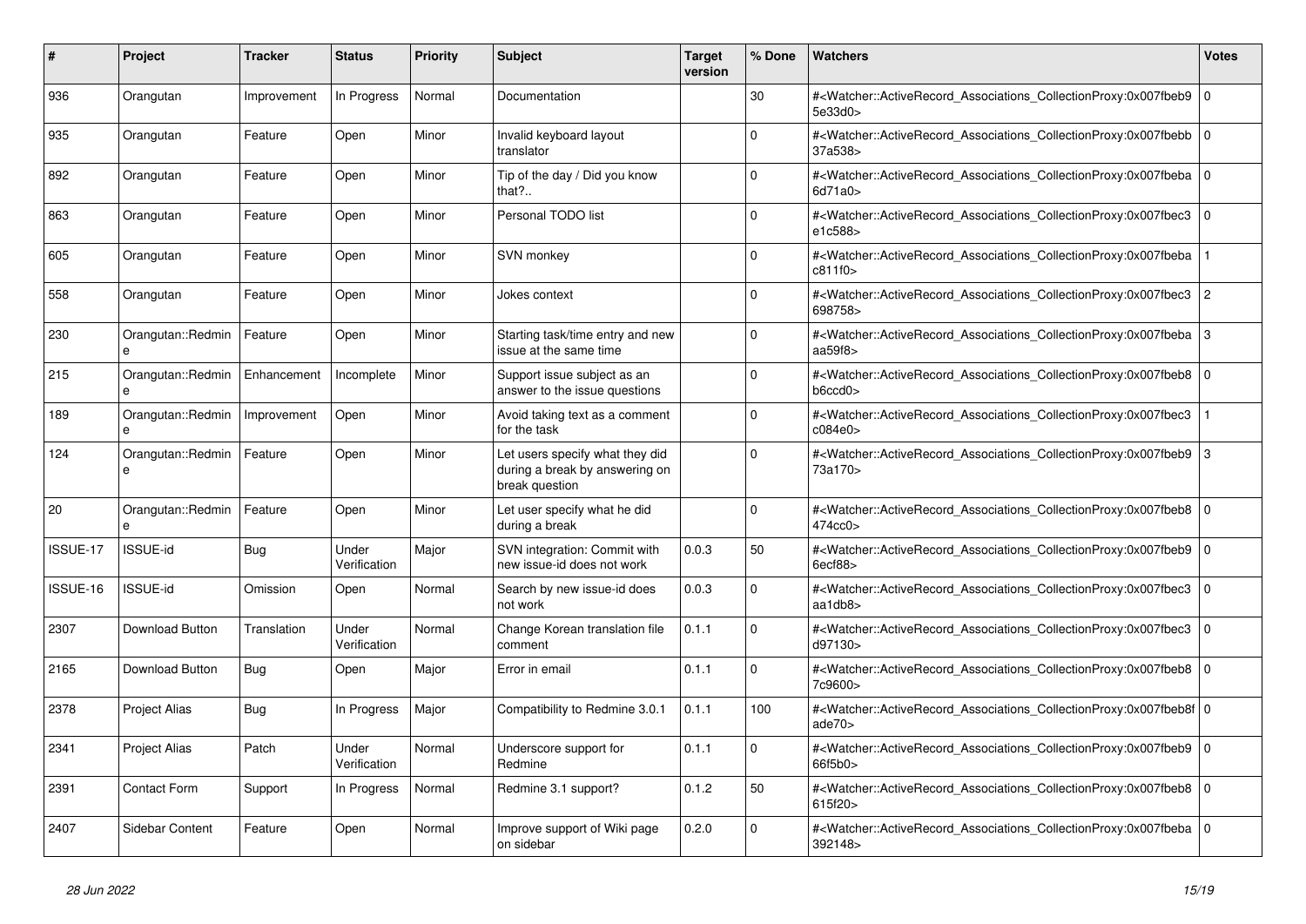| # | Project | Tracker | Status | Priority | Subject | Target version | % Done | Watchers | Votes |
|---|---|---|---|---|---|---|---|---|---|
| 936 | Orangutan | Improvement | In Progress | Normal | Documentation | | 30 | #<Watcher::ActiveRecord_Associations_CollectionProxy:0x007fbeb95e33d0> | 0 |
| 935 | Orangutan | Feature | Open | Minor | Invalid keyboard layout translator | | 0 | #<Watcher::ActiveRecord_Associations_CollectionProxy:0x007fbebb37a538> | 0 |
| 892 | Orangutan | Feature | Open | Minor | Tip of the day / Did you know that?.. | | 0 | #<Watcher::ActiveRecord_Associations_CollectionProxy:0x007fbeba6d71a0> | 0 |
| 863 | Orangutan | Feature | Open | Minor | Personal TODO list | | 0 | #<Watcher::ActiveRecord_Associations_CollectionProxy:0x007fbec3e1c588> | 0 |
| 605 | Orangutan | Feature | Open | Minor | SVN monkey | | 0 | #<Watcher::ActiveRecord_Associations_CollectionProxy:0x007fbebac811f0> | 1 |
| 558 | Orangutan | Feature | Open | Minor | Jokes context | | 0 | #<Watcher::ActiveRecord_Associations_CollectionProxy:0x007fbec3698758> | 2 |
| 230 | Orangutan::Redmine | Feature | Open | Minor | Starting task/time entry and new issue at the same time | | 0 | #<Watcher::ActiveRecord_Associations_CollectionProxy:0x007fbebaaa59f8> | 3 |
| 215 | Orangutan::Redmine | Enhancement | Incomplete | Minor | Support issue subject as an answer to the issue questions | | 0 | #<Watcher::ActiveRecord_Associations_CollectionProxy:0x007fbeb8b6ccd0> | 0 |
| 189 | Orangutan::Redmine | Improvement | Open | Minor | Avoid taking text as a comment for the task | | 0 | #<Watcher::ActiveRecord_Associations_CollectionProxy:0x007fbec3c084e0> | 1 |
| 124 | Orangutan::Redmine | Feature | Open | Minor | Let users specify what they did during a break by answering on break question | | 0 | #<Watcher::ActiveRecord_Associations_CollectionProxy:0x007fbeb973a170> | 3 |
| 20 | Orangutan::Redmine | Feature | Open | Minor | Let user specify what he did during a break | | 0 | #<Watcher::ActiveRecord_Associations_CollectionProxy:0x007fbeb8474cc0> | 0 |
| ISSUE-17 | ISSUE-id | Bug | Under Verification | Major | SVN integration: Commit with new issue-id does not work | 0.0.3 | 50 | #<Watcher::ActiveRecord_Associations_CollectionProxy:0x007fbeb96ecf88> | 0 |
| ISSUE-16 | ISSUE-id | Omission | Open | Normal | Search by new issue-id does not work | 0.0.3 | 0 | #<Watcher::ActiveRecord_Associations_CollectionProxy:0x007fbec3aa1db8> | 0 |
| 2307 | Download Button | Translation | Under Verification | Normal | Change Korean translation file comment | 0.1.1 | 0 | #<Watcher::ActiveRecord_Associations_CollectionProxy:0x007fbec3d97130> | 0 |
| 2165 | Download Button | Bug | Open | Major | Error in email | 0.1.1 | 0 | #<Watcher::ActiveRecord_Associations_CollectionProxy:0x007fbeb87c9600> | 0 |
| 2378 | Project Alias | Bug | In Progress | Major | Compatibility to Redmine 3.0.1 | 0.1.1 | 100 | #<Watcher::ActiveRecord_Associations_CollectionProxy:0x007fbeb8fade70> | 0 |
| 2341 | Project Alias | Patch | Under Verification | Normal | Underscore support for Redmine | 0.1.1 | 0 | #<Watcher::ActiveRecord_Associations_CollectionProxy:0x007fbeb966f5b0> | 0 |
| 2391 | Contact Form | Support | In Progress | Normal | Redmine 3.1 support? | 0.1.2 | 50 | #<Watcher::ActiveRecord_Associations_CollectionProxy:0x007fbeb8615f20> | 0 |
| 2407 | Sidebar Content | Feature | Open | Normal | Improve support of Wiki page on sidebar | 0.2.0 | 0 | #<Watcher::ActiveRecord_Associations_CollectionProxy:0x007fbeba392148> | 0 |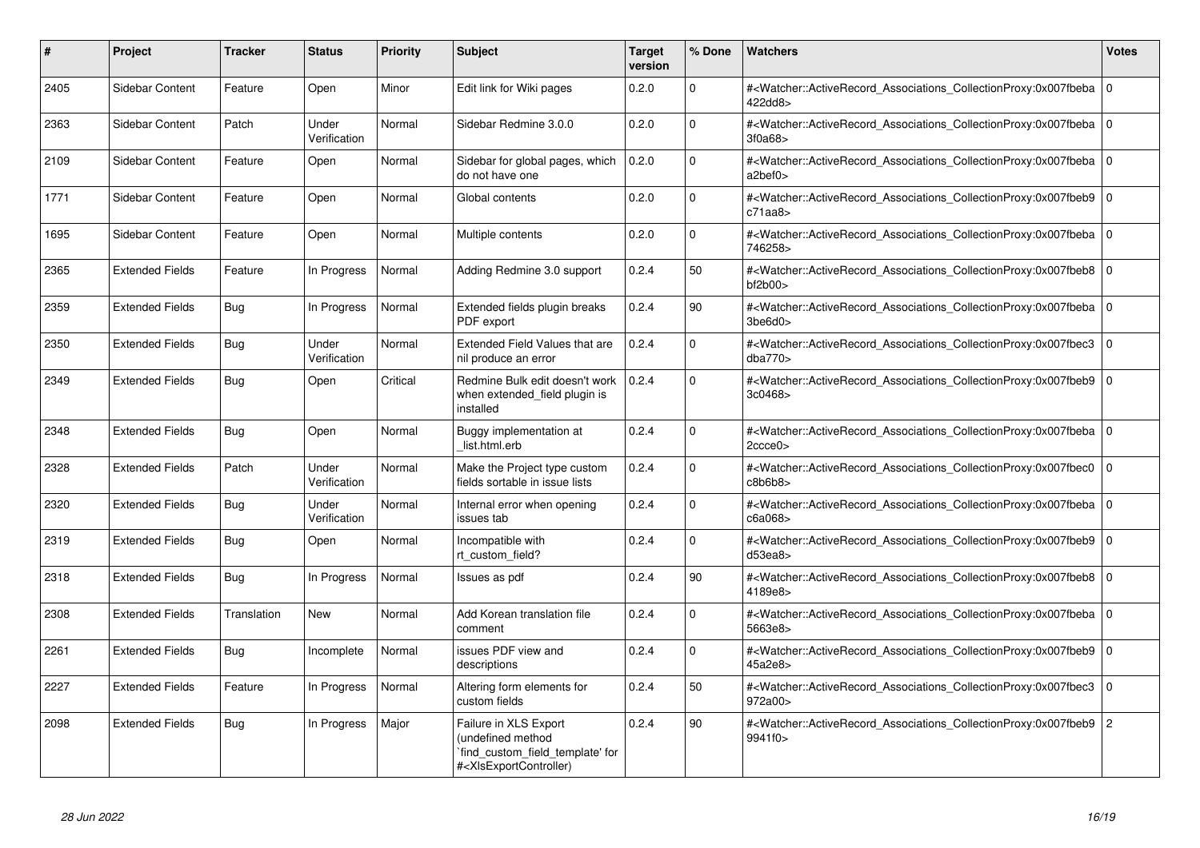| # | Project | Tracker | Status | Priority | Subject | Target version | % Done | Watchers | Votes |
|---|---|---|---|---|---|---|---|---|---|
| 2405 | Sidebar Content | Feature | Open | Minor | Edit link for Wiki pages | 0.2.0 | 0 | #<Watcher::ActiveRecord_Associations_CollectionProxy:0x007fbeba422dd8> | 0 |
| 2363 | Sidebar Content | Patch | Under Verification | Normal | Sidebar Redmine 3.0.0 | 0.2.0 | 0 | #<Watcher::ActiveRecord_Associations_CollectionProxy:0x007fbeba3f0a68> | 0 |
| 2109 | Sidebar Content | Feature | Open | Normal | Sidebar for global pages, which do not have one | 0.2.0 | 0 | #<Watcher::ActiveRecord_Associations_CollectionProxy:0x007fbeba a2bef0> | 0 |
| 1771 | Sidebar Content | Feature | Open | Normal | Global contents | 0.2.0 | 0 | #<Watcher::ActiveRecord_Associations_CollectionProxy:0x007fbeb9c71aa8> | 0 |
| 1695 | Sidebar Content | Feature | Open | Normal | Multiple contents | 0.2.0 | 0 | #<Watcher::ActiveRecord_Associations_CollectionProxy:0x007fbeba746258> | 0 |
| 2365 | Extended Fields | Feature | In Progress | Normal | Adding Redmine 3.0 support | 0.2.4 | 50 | #<Watcher::ActiveRecord_Associations_CollectionProxy:0x007fbeb8bf2b00> | 0 |
| 2359 | Extended Fields | Bug | In Progress | Normal | Extended fields plugin breaks PDF export | 0.2.4 | 90 | #<Watcher::ActiveRecord_Associations_CollectionProxy:0x007fbeba3be6d0> | 0 |
| 2350 | Extended Fields | Bug | Under Verification | Normal | Extended Field Values that are nil produce an error | 0.2.4 | 0 | #<Watcher::ActiveRecord_Associations_CollectionProxy:0x007fbec3dba770> | 0 |
| 2349 | Extended Fields | Bug | Open | Critical | Redmine Bulk edit doesn't work when extended_field plugin is installed | 0.2.4 | 0 | #<Watcher::ActiveRecord_Associations_CollectionProxy:0x007fbeb93c0468> | 0 |
| 2348 | Extended Fields | Bug | Open | Normal | Buggy implementation at _list.html.erb | 0.2.4 | 0 | #<Watcher::ActiveRecord_Associations_CollectionProxy:0x007fbeba2ccce0> | 0 |
| 2328 | Extended Fields | Patch | Under Verification | Normal | Make the Project type custom fields sortable in issue lists | 0.2.4 | 0 | #<Watcher::ActiveRecord_Associations_CollectionProxy:0x007fbec0c8b6b8> | 0 |
| 2320 | Extended Fields | Bug | Under Verification | Normal | Internal error when opening issues tab | 0.2.4 | 0 | #<Watcher::ActiveRecord_Associations_CollectionProxy:0x007fbeba c6a068> | 0 |
| 2319 | Extended Fields | Bug | Open | Normal | Incompatible with rt_custom_field? | 0.2.4 | 0 | #<Watcher::ActiveRecord_Associations_CollectionProxy:0x007fbeb9d53ea8> | 0 |
| 2318 | Extended Fields | Bug | In Progress | Normal | Issues as pdf | 0.2.4 | 90 | #<Watcher::ActiveRecord_Associations_CollectionProxy:0x007fbeb84189e8> | 0 |
| 2308 | Extended Fields | Translation | New | Normal | Add Korean translation file comment | 0.2.4 | 0 | #<Watcher::ActiveRecord_Associations_CollectionProxy:0x007fbeba5663e8> | 0 |
| 2261 | Extended Fields | Bug | Incomplete | Normal | issues PDF view and descriptions | 0.2.4 | 0 | #<Watcher::ActiveRecord_Associations_CollectionProxy:0x007fbeb945a2e8> | 0 |
| 2227 | Extended Fields | Feature | In Progress | Normal | Altering form elements for custom fields | 0.2.4 | 50 | #<Watcher::ActiveRecord_Associations_CollectionProxy:0x007fbec3972a00> | 0 |
| 2098 | Extended Fields | Bug | In Progress | Major | Failure in XLS Export (undefined method `find_custom_field_template' for #<XlsExportController) | 0.2.4 | 90 | #<Watcher::ActiveRecord_Associations_CollectionProxy:0x007fbeb99941f0> | 2 |

*28 Jun 2022*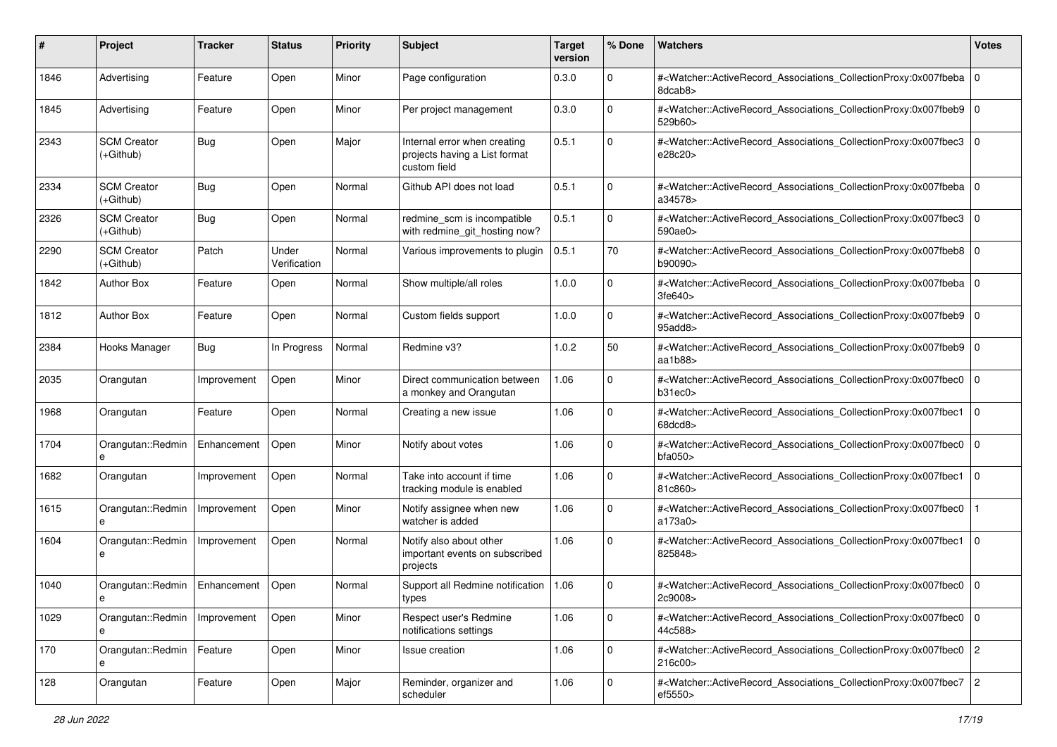| # | Project | Tracker | Status | Priority | Subject | Target version | % Done | Watchers | Votes |
|---|---|---|---|---|---|---|---|---|---|
| 1846 | Advertising | Feature | Open | Minor | Page configuration | 0.3.0 | 0 | #<Watcher::ActiveRecord_Associations_CollectionProxy:0x007fbeba8dcab8> | 0 |
| 1845 | Advertising | Feature | Open | Minor | Per project management | 0.3.0 | 0 | #<Watcher::ActiveRecord_Associations_CollectionProxy:0x007fbeb9529b60> | 0 |
| 2343 | SCM Creator (+Github) | Bug | Open | Major | Internal error when creating projects having a List format custom field | 0.5.1 | 0 | #<Watcher::ActiveRecord_Associations_CollectionProxy:0x007fbec3e28c20> | 0 |
| 2334 | SCM Creator (+Github) | Bug | Open | Normal | Github API does not load | 0.5.1 | 0 | #<Watcher::ActiveRecord_Associations_CollectionProxy:0x007fbebaa34578> | 0 |
| 2326 | SCM Creator (+Github) | Bug | Open | Normal | redmine_scm is incompatible with redmine_git_hosting now? | 0.5.1 | 0 | #<Watcher::ActiveRecord_Associations_CollectionProxy:0x007fbec3590ae0> | 0 |
| 2290 | SCM Creator (+Github) | Patch | Under Verification | Normal | Various improvements to plugin | 0.5.1 | 70 | #<Watcher::ActiveRecord_Associations_CollectionProxy:0x007fbeb8b90090> | 0 |
| 1842 | Author Box | Feature | Open | Normal | Show multiple/all roles | 1.0.0 | 0 | #<Watcher::ActiveRecord_Associations_CollectionProxy:0x007fbeba3fe640> | 0 |
| 1812 | Author Box | Feature | Open | Normal | Custom fields support | 1.0.0 | 0 | #<Watcher::ActiveRecord_Associations_CollectionProxy:0x007fbeb995add8> | 0 |
| 2384 | Hooks Manager | Bug | In Progress | Normal | Redmine v3? | 1.0.2 | 50 | #<Watcher::ActiveRecord_Associations_CollectionProxy:0x007fbeb9aa1b88> | 0 |
| 2035 | Orangutan | Improvement | Open | Minor | Direct communication between a monkey and Orangutan | 1.06 | 0 | #<Watcher::ActiveRecord_Associations_CollectionProxy:0x007fbec0b31ec0> | 0 |
| 1968 | Orangutan | Feature | Open | Normal | Creating a new issue | 1.06 | 0 | #<Watcher::ActiveRecord_Associations_CollectionProxy:0x007fbec168dcd8> | 0 |
| 1704 | Orangutan::Redmine | Enhancement | Open | Minor | Notify about votes | 1.06 | 0 | #<Watcher::ActiveRecord_Associations_CollectionProxy:0x007fbec0bfa050> | 0 |
| 1682 | Orangutan | Improvement | Open | Normal | Take into account if time tracking module is enabled | 1.06 | 0 | #<Watcher::ActiveRecord_Associations_CollectionProxy:0x007fbec181c860> | 0 |
| 1615 | Orangutan::Redmine | Improvement | Open | Minor | Notify assignee when new watcher is added | 1.06 | 0 | #<Watcher::ActiveRecord_Associations_CollectionProxy:0x007fbec0a173a0> | 1 |
| 1604 | Orangutan::Redmine | Improvement | Open | Normal | Notify also about other important events on subscribed projects | 1.06 | 0 | #<Watcher::ActiveRecord_Associations_CollectionProxy:0x007fbec1825848> | 0 |
| 1040 | Orangutan::Redmine | Enhancement | Open | Normal | Support all Redmine notification types | 1.06 | 0 | #<Watcher::ActiveRecord_Associations_CollectionProxy:0x007fbec02c9008> | 0 |
| 1029 | Orangutan::Redmine | Improvement | Open | Minor | Respect user's Redmine notifications settings | 1.06 | 0 | #<Watcher::ActiveRecord_Associations_CollectionProxy:0x007fbec044c588> | 0 |
| 170 | Orangutan::Redmine | Feature | Open | Minor | Issue creation | 1.06 | 0 | #<Watcher::ActiveRecord_Associations_CollectionProxy:0x007fbec0216c00> | 2 |
| 128 | Orangutan | Feature | Open | Major | Reminder, organizer and scheduler | 1.06 | 0 | #<Watcher::ActiveRecord_Associations_CollectionProxy:0x007fbec7ef5550> | 2 |

*28 Jun 2022*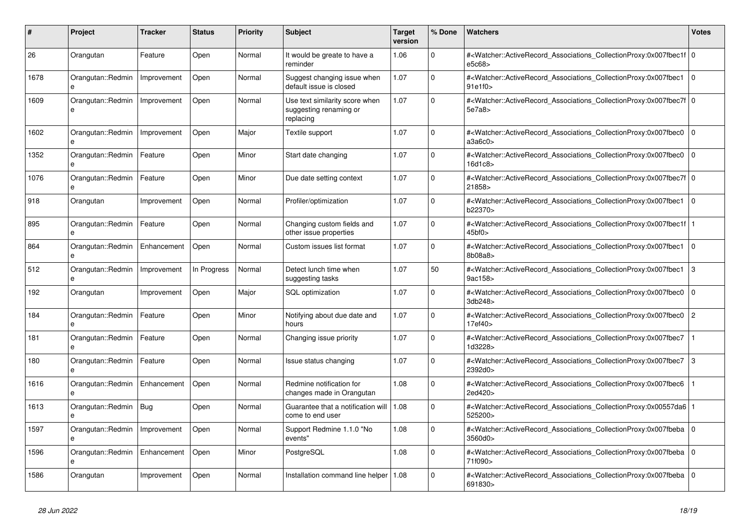| # | Project | Tracker | Status | Priority | Subject | Target version | % Done | Watchers | Votes |
|---|---|---|---|---|---|---|---|---|---|
| 26 | Orangutan | Feature | Open | Normal | It would be greate to have a reminder | 1.06 | 0 | #<Watcher::ActiveRecord_Associations_CollectionProxy:0x007fbec1fe5c68> | 0 |
| 1678 | Orangutan::Redmine | Improvement | Open | Normal | Suggest changing issue when default issue is closed | 1.07 | 0 | #<Watcher::ActiveRecord_Associations_CollectionProxy:0x007fbec191e1f0> | 0 |
| 1609 | Orangutan::Redmine | Improvement | Open | Normal | Use text similarity score when suggesting renaming or replacing | 1.07 | 0 | #<Watcher::ActiveRecord_Associations_CollectionProxy:0x007fbec7f5e7a8> | 0 |
| 1602 | Orangutan::Redmine | Improvement | Open | Major | Textile support | 1.07 | 0 | #<Watcher::ActiveRecord_Associations_CollectionProxy:0x007fbec0a3a6c0> | 0 |
| 1352 | Orangutan::Redmine | Feature | Open | Minor | Start date changing | 1.07 | 0 | #<Watcher::ActiveRecord_Associations_CollectionProxy:0x007fbec016d1c8> | 0 |
| 1076 | Orangutan::Redmine | Feature | Open | Minor | Due date setting context | 1.07 | 0 | #<Watcher::ActiveRecord_Associations_CollectionProxy:0x007fbec7f21858> | 0 |
| 918 | Orangutan | Improvement | Open | Normal | Profiler/optimization | 1.07 | 0 | #<Watcher::ActiveRecord_Associations_CollectionProxy:0x007fbec1b22370> | 0 |
| 895 | Orangutan::Redmine | Feature | Open | Normal | Changing custom fields and other issue properties | 1.07 | 0 | #<Watcher::ActiveRecord_Associations_CollectionProxy:0x007fbec1f45bf0> | 1 |
| 864 | Orangutan::Redmine | Enhancement | Open | Normal | Custom issues list format | 1.07 | 0 | #<Watcher::ActiveRecord_Associations_CollectionProxy:0x007fbec18b08a8> | 0 |
| 512 | Orangutan::Redmine | Improvement | In Progress | Normal | Detect lunch time when suggesting tasks | 1.07 | 50 | #<Watcher::ActiveRecord_Associations_CollectionProxy:0x007fbec19ac158> | 3 |
| 192 | Orangutan | Improvement | Open | Major | SQL optimization | 1.07 | 0 | #<Watcher::ActiveRecord_Associations_CollectionProxy:0x007fbec03db248> | 0 |
| 184 | Orangutan::Redmine | Feature | Open | Minor | Notifying about due date and hours | 1.07 | 0 | #<Watcher::ActiveRecord_Associations_CollectionProxy:0x007fbec017ef40> | 2 |
| 181 | Orangutan::Redmine | Feature | Open | Normal | Changing issue priority | 1.07 | 0 | #<Watcher::ActiveRecord_Associations_CollectionProxy:0x007fbec71d3228> | 1 |
| 180 | Orangutan::Redmine | Feature | Open | Normal | Issue status changing | 1.07 | 0 | #<Watcher::ActiveRecord_Associations_CollectionProxy:0x007fbec72392d0> | 3 |
| 1616 | Orangutan::Redmine | Enhancement | Open | Normal | Redmine notification for changes made in Orangutan | 1.08 | 0 | #<Watcher::ActiveRecord_Associations_CollectionProxy:0x007fbec62ed420> | 1 |
| 1613 | Orangutan::Redmine | Bug | Open | Normal | Guarantee that a notification will come to end user | 1.08 | 0 | #<Watcher::ActiveRecord_Associations_CollectionProxy:0x00557da6525200> | 1 |
| 1597 | Orangutan::Redmine | Improvement | Open | Normal | Support Redmine 1.1.0 "No events" | 1.08 | 0 | #<Watcher::ActiveRecord_Associations_CollectionProxy:0x007fbeba3560d0> | 0 |
| 1596 | Orangutan::Redmine | Enhancement | Open | Minor | PostgreSQL | 1.08 | 0 | #<Watcher::ActiveRecord_Associations_CollectionProxy:0x007fbeba71f090> | 0 |
| 1586 | Orangutan | Improvement | Open | Normal | Installation command line helper | 1.08 | 0 | #<Watcher::ActiveRecord_Associations_CollectionProxy:0x007fbeba691830> | 0 |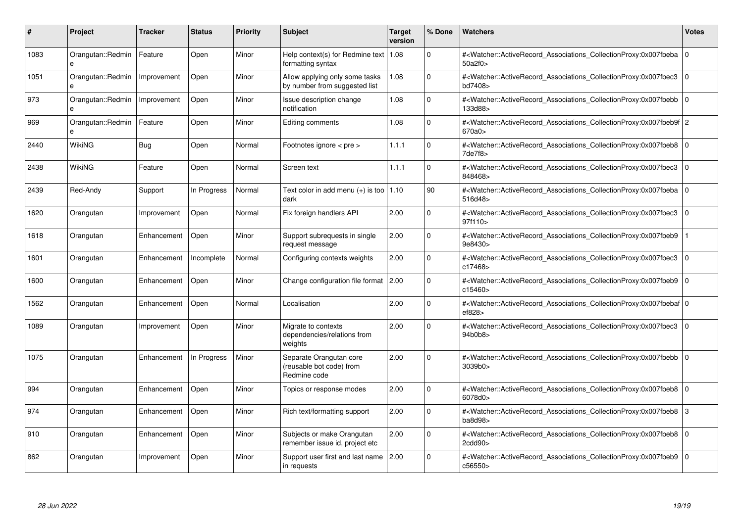| # | Project | Tracker | Status | Priority | Subject | Target version | % Done | Watchers | Votes |
|---|---|---|---|---|---|---|---|---|---|
| 1083 | Orangutan::Redmine | Feature | Open | Minor | Help context(s) for Redmine text formatting syntax | 1.08 | 0 | #<Watcher::ActiveRecord_Associations_CollectionProxy:0x007fbeba50a2f0> | 0 |
| 1051 | Orangutan::Redmine | Improvement | Open | Minor | Allow applying only some tasks by number from suggested list | 1.08 | 0 | #<Watcher::ActiveRecord_Associations_CollectionProxy:0x007fbec3bd7408> | 0 |
| 973 | Orangutan::Redmine | Improvement | Open | Minor | Issue description change notification | 1.08 | 0 | #<Watcher::ActiveRecord_Associations_CollectionProxy:0x007fbebb133d88> | 0 |
| 969 | Orangutan::Redmine | Feature | Open | Minor | Editing comments | 1.08 | 0 | #<Watcher::ActiveRecord_Associations_CollectionProxy:0x007fbeb9f670a0> | 2 |
| 2440 | WikiNG | Bug | Open | Normal | Footnotes ignore < pre > | 1.1.1 | 0 | #<Watcher::ActiveRecord_Associations_CollectionProxy:0x007fbeb87de7f8> | 0 |
| 2438 | WikiNG | Feature | Open | Normal | Screen text | 1.1.1 | 0 | #<Watcher::ActiveRecord_Associations_CollectionProxy:0x007fbec3848468> | 0 |
| 2439 | Red-Andy | Support | In Progress | Normal | Text color in add menu (+) is too dark | 1.10 | 90 | #<Watcher::ActiveRecord_Associations_CollectionProxy:0x007fbeba516d48> | 0 |
| 1620 | Orangutan | Improvement | Open | Normal | Fix foreign handlers API | 2.00 | 0 | #<Watcher::ActiveRecord_Associations_CollectionProxy:0x007fbec397f110> | 0 |
| 1618 | Orangutan | Enhancement | Open | Minor | Support subrequests in single request message | 2.00 | 0 | #<Watcher::ActiveRecord_Associations_CollectionProxy:0x007fbeb99e8430> | 1 |
| 1601 | Orangutan | Enhancement | Incomplete | Normal | Configuring contexts weights | 2.00 | 0 | #<Watcher::ActiveRecord_Associations_CollectionProxy:0x007fbec3c17468> | 0 |
| 1600 | Orangutan | Enhancement | Open | Minor | Change configuration file format | 2.00 | 0 | #<Watcher::ActiveRecord_Associations_CollectionProxy:0x007fbeb9c15460> | 0 |
| 1562 | Orangutan | Enhancement | Open | Normal | Localisation | 2.00 | 0 | #<Watcher::ActiveRecord_Associations_CollectionProxy:0x007fbebafef828> | 0 |
| 1089 | Orangutan | Improvement | Open | Minor | Migrate to contexts dependencies/relations from weights | 2.00 | 0 | #<Watcher::ActiveRecord_Associations_CollectionProxy:0x007fbec394b0b8> | 0 |
| 1075 | Orangutan | Enhancement | In Progress | Minor | Separate Orangutan core (reusable bot code) from Redmine code | 2.00 | 0 | #<Watcher::ActiveRecord_Associations_CollectionProxy:0x007fbebb3039b0> | 0 |
| 994 | Orangutan | Enhancement | Open | Minor | Topics or response modes | 2.00 | 0 | #<Watcher::ActiveRecord_Associations_CollectionProxy:0x007fbeb86078d0> | 0 |
| 974 | Orangutan | Enhancement | Open | Minor | Rich text/formatting support | 2.00 | 0 | #<Watcher::ActiveRecord_Associations_CollectionProxy:0x007fbeb8ba8d98> | 3 |
| 910 | Orangutan | Enhancement | Open | Minor | Subjects or make Orangutan remember issue id, project etc | 2.00 | 0 | #<Watcher::ActiveRecord_Associations_CollectionProxy:0x007fbeb82cdd90> | 0 |
| 862 | Orangutan | Improvement | Open | Minor | Support user first and last name in requests | 2.00 | 0 | #<Watcher::ActiveRecord_Associations_CollectionProxy:0x007fbeb9c56550> | 0 |

*28 Jun 2022*